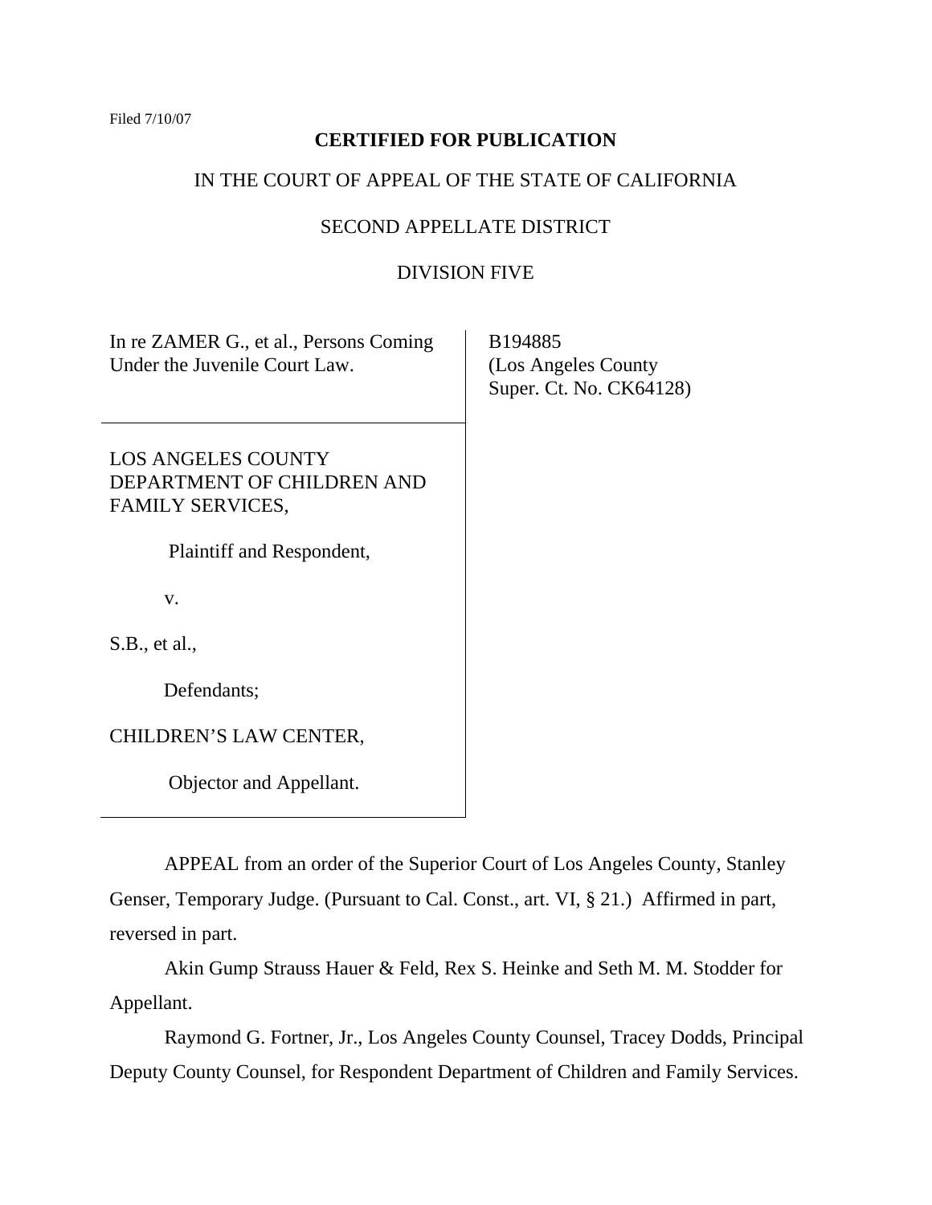Filed 7/10/07

**CERTIFIED FOR PUBLICATION**

IN THE COURT OF APPEAL OF THE STATE OF CALIFORNIA

SECOND APPELLATE DISTRICT

DIVISION FIVE

In re ZAMER G., et al., Persons Coming Under the Juvenile Court Law.

B194885
(Los Angeles County
Super. Ct. No. CK64128)

LOS ANGELES COUNTY DEPARTMENT OF CHILDREN AND FAMILY SERVICES,

Plaintiff and Respondent,

v.

S.B., et al.,

Defendants;

CHILDREN'S LAW CENTER,

Objector and Appellant.

APPEAL from an order of the Superior Court of Los Angeles County, Stanley Genser, Temporary Judge. (Pursuant to Cal. Const., art. VI, § 21.) Affirmed in part, reversed in part.

Akin Gump Strauss Hauer & Feld, Rex S. Heinke and Seth M. M. Stodder for Appellant.

Raymond G. Fortner, Jr., Los Angeles County Counsel, Tracey Dodds, Principal Deputy County Counsel, for Respondent Department of Children and Family Services.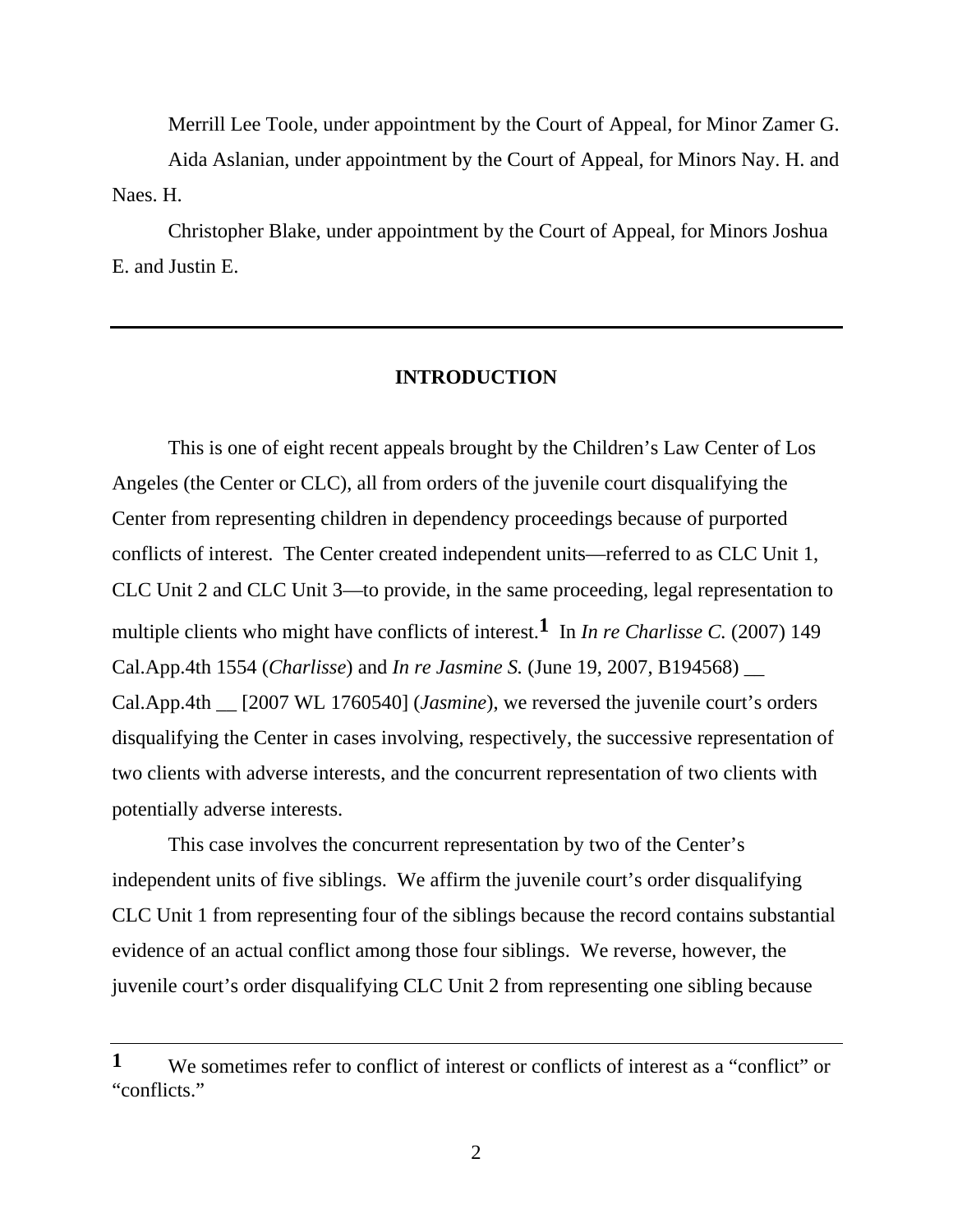Merrill Lee Toole, under appointment by the Court of Appeal, for Minor Zamer G.

Aida Aslanian, under appointment by the Court of Appeal, for Minors Nay. H. and Naes. H.

Christopher Blake, under appointment by the Court of Appeal, for Minors Joshua E. and Justin E.

---

## INTRODUCTION

This is one of eight recent appeals brought by the Children's Law Center of Los Angeles (the Center or CLC), all from orders of the juvenile court disqualifying the Center from representing children in dependency proceedings because of purported conflicts of interest. The Center created independent units—referred to as CLC Unit 1, CLC Unit 2 and CLC Unit 3—to provide, in the same proceeding, legal representation to multiple clients who might have conflicts of interest.[1] In *In re Charlisse C.* (2007) 149 Cal.App.4th 1554 (*Charlisse*) and *In re Jasmine S.* (June 19, 2007, B194568) __ Cal.App.4th __ [2007 WL 1760540] (*Jasmine*), we reversed the juvenile court's orders disqualifying the Center in cases involving, respectively, the successive representation of two clients with adverse interests, and the concurrent representation of two clients with potentially adverse interests.

This case involves the concurrent representation by two of the Center's independent units of five siblings. We affirm the juvenile court's order disqualifying CLC Unit 1 from representing four of the siblings because the record contains substantial evidence of an actual conflict among those four siblings. We reverse, however, the juvenile court's order disqualifying CLC Unit 2 from representing one sibling because

---

[1] We sometimes refer to conflict of interest or conflicts of interest as a "conflict" or "conflicts."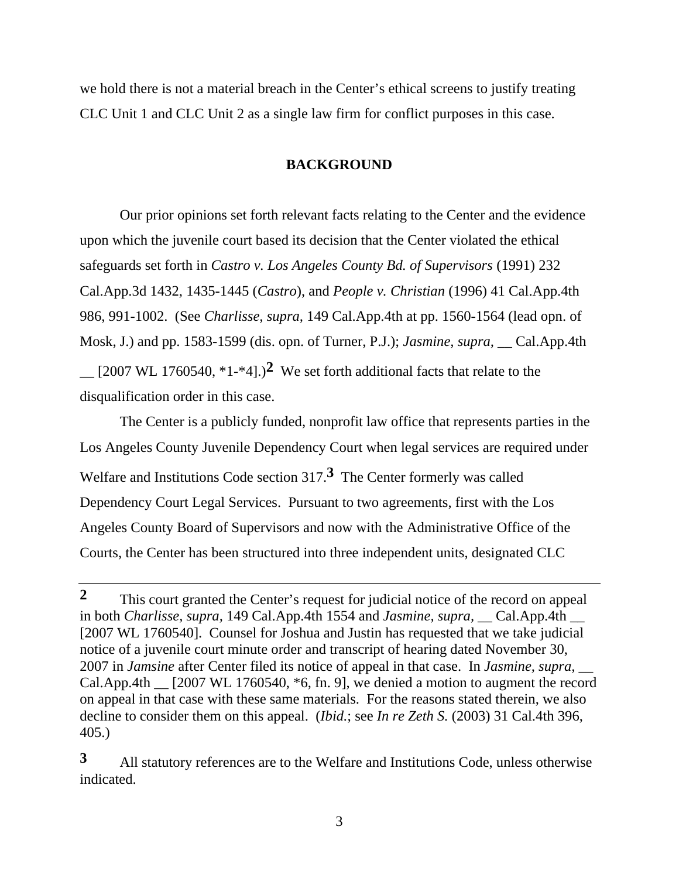we hold there is not a material breach in the Center's ethical screens to justify treating CLC Unit 1 and CLC Unit 2 as a single law firm for conflict purposes in this case.

## BACKGROUND

Our prior opinions set forth relevant facts relating to the Center and the evidence upon which the juvenile court based its decision that the Center violated the ethical safeguards set forth in *Castro v. Los Angeles County Bd. of Supervisors* (1991) 232 Cal.App.3d 1432, 1435-1445 (*Castro*), and *People v. Christian* (1996) 41 Cal.App.4th 986, 991-1002. (See *Charlisse*, *supra*, 149 Cal.App.4th at pp. 1560-1564 (lead opn. of Mosk, J.) and pp. 1583-1599 (dis. opn. of Turner, P.J.); *Jasmine*, *supra*, __ Cal.App.4th __ [2007 WL 1760540, *1-*4].)[2] We set forth additional facts that relate to the disqualification order in this case.

The Center is a publicly funded, nonprofit law office that represents parties in the Los Angeles County Juvenile Dependency Court when legal services are required under Welfare and Institutions Code section 317.[3] The Center formerly was called Dependency Court Legal Services. Pursuant to two agreements, first with the Los Angeles County Board of Supervisors and now with the Administrative Office of the Courts, the Center has been structured into three independent units, designated CLC

---

[2] This court granted the Center's request for judicial notice of the record on appeal in both *Charlisse*, *supra*, 149 Cal.App.4th 1554 and *Jasmine*, *supra*, __ Cal.App.4th __ [2007 WL 1760540]. Counsel for Joshua and Justin has requested that we take judicial notice of a juvenile court minute order and transcript of hearing dated November 30, 2007 in *Jamsine* after Center filed its notice of appeal in that case. In *Jasmine*, *supra*, __ Cal.App.4th __ [2007 WL 1760540, *6, fn. 9], we denied a motion to augment the record on appeal in that case with these same materials. For the reasons stated therein, we also decline to consider them on this appeal. (*Ibid.*; see *In re Zeth S.* (2003) 31 Cal.4th 396, 405.)

[3] All statutory references are to the Welfare and Institutions Code, unless otherwise indicated.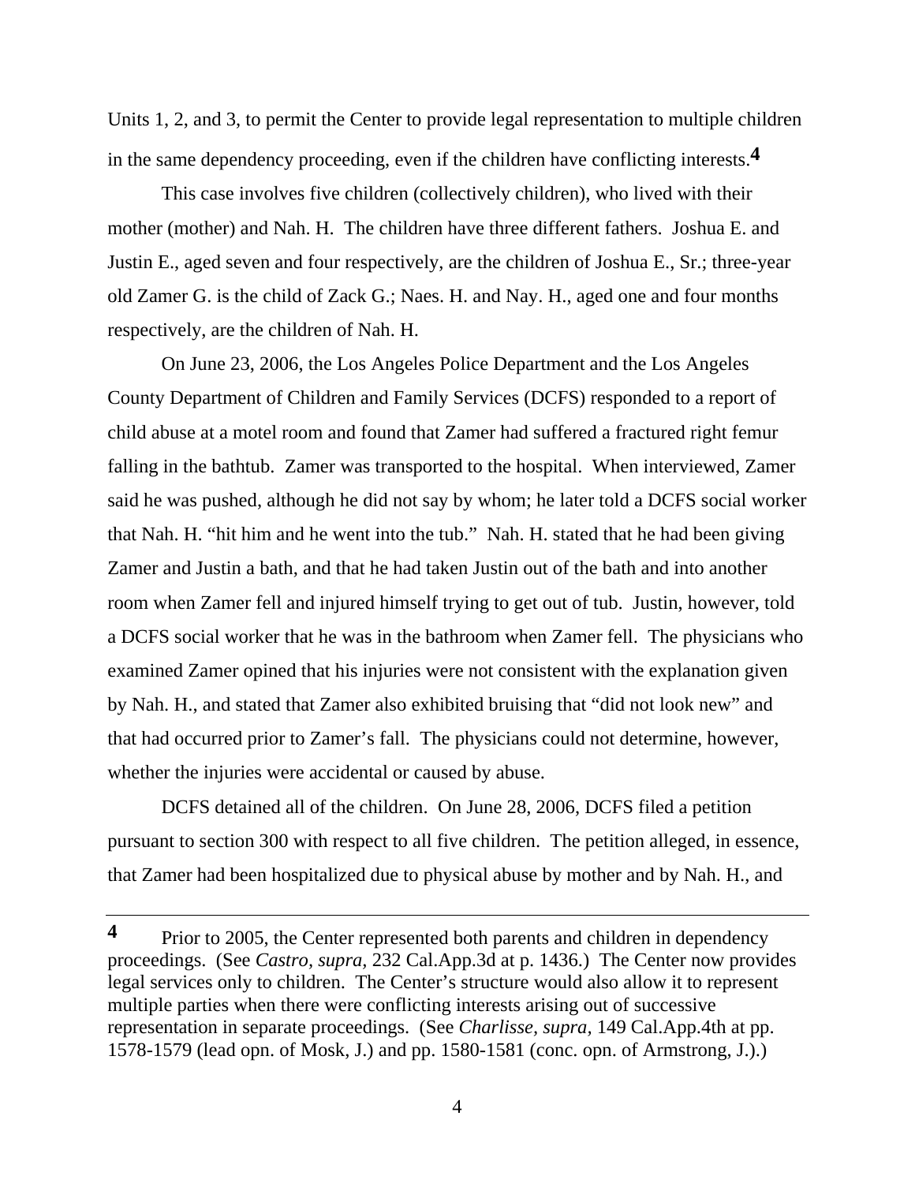Units 1, 2, and 3, to permit the Center to provide legal representation to multiple children in the same dependency proceeding, even if the children have conflicting interests.[4]

This case involves five children (collectively children), who lived with their mother (mother) and Nah. H. The children have three different fathers. Joshua E. and Justin E., aged seven and four respectively, are the children of Joshua E., Sr.; three-year old Zamer G. is the child of Zack G.; Naes. H. and Nay. H., aged one and four months respectively, are the children of Nah. H.

On June 23, 2006, the Los Angeles Police Department and the Los Angeles County Department of Children and Family Services (DCFS) responded to a report of child abuse at a motel room and found that Zamer had suffered a fractured right femur falling in the bathtub. Zamer was transported to the hospital. When interviewed, Zamer said he was pushed, although he did not say by whom; he later told a DCFS social worker that Nah. H. "hit him and he went into the tub." Nah. H. stated that he had been giving Zamer and Justin a bath, and that he had taken Justin out of the bath and into another room when Zamer fell and injured himself trying to get out of tub. Justin, however, told a DCFS social worker that he was in the bathroom when Zamer fell. The physicians who examined Zamer opined that his injuries were not consistent with the explanation given by Nah. H., and stated that Zamer also exhibited bruising that "did not look new" and that had occurred prior to Zamer's fall. The physicians could not determine, however, whether the injuries were accidental or caused by abuse.

DCFS detained all of the children. On June 28, 2006, DCFS filed a petition pursuant to section 300 with respect to all five children. The petition alleged, in essence, that Zamer had been hospitalized due to physical abuse by mother and by Nah. H., and

---

[4] Prior to 2005, the Center represented both parents and children in dependency proceedings. (See *Castro*, *supra*, 232 Cal.App.3d at p. 1436.) The Center now provides legal services only to children. The Center's structure would also allow it to represent multiple parties when there were conflicting interests arising out of successive representation in separate proceedings. (See *Charlisse*, *supra*, 149 Cal.App.4th at pp. 1578-1579 (lead opn. of Mosk, J.) and pp. 1580-1581 (conc. opn. of Armstrong, J.).)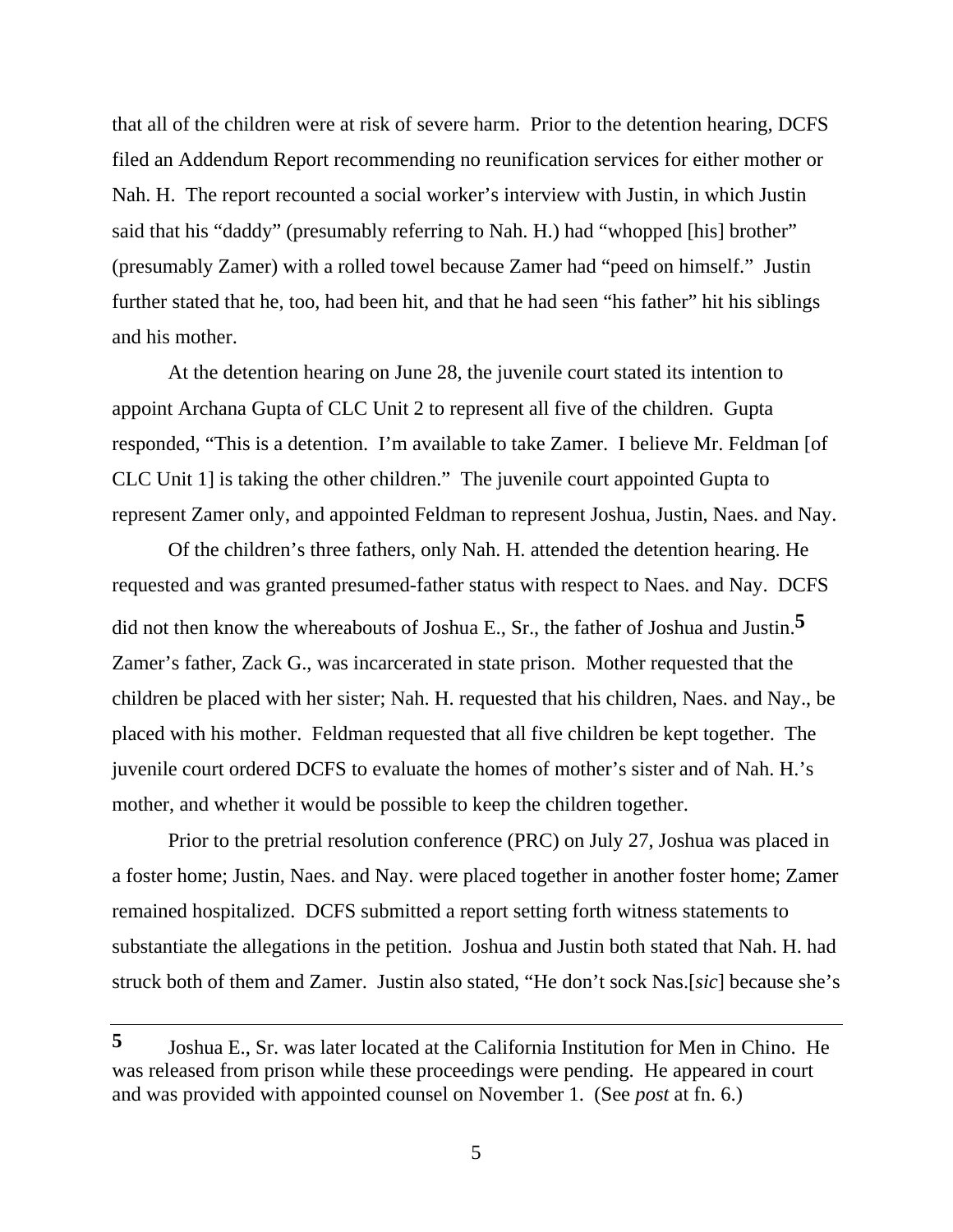that all of the children were at risk of severe harm. Prior to the detention hearing, DCFS filed an Addendum Report recommending no reunification services for either mother or Nah. H. The report recounted a social worker's interview with Justin, in which Justin said that his "daddy" (presumably referring to Nah. H.) had "whopped [his] brother" (presumably Zamer) with a rolled towel because Zamer had "peed on himself." Justin further stated that he, too, had been hit, and that he had seen "his father" hit his siblings and his mother.

At the detention hearing on June 28, the juvenile court stated its intention to appoint Archana Gupta of CLC Unit 2 to represent all five of the children. Gupta responded, "This is a detention. I'm available to take Zamer. I believe Mr. Feldman [of CLC Unit 1] is taking the other children." The juvenile court appointed Gupta to represent Zamer only, and appointed Feldman to represent Joshua, Justin, Naes. and Nay.

Of the children's three fathers, only Nah. H. attended the detention hearing. He requested and was granted presumed-father status with respect to Naes. and Nay. DCFS did not then know the whereabouts of Joshua E., Sr., the father of Joshua and Justin.[5] Zamer's father, Zack G., was incarcerated in state prison. Mother requested that the children be placed with her sister; Nah. H. requested that his children, Naes. and Nay., be placed with his mother. Feldman requested that all five children be kept together. The juvenile court ordered DCFS to evaluate the homes of mother's sister and of Nah. H.'s mother, and whether it would be possible to keep the children together.

Prior to the pretrial resolution conference (PRC) on July 27, Joshua was placed in a foster home; Justin, Naes. and Nay. were placed together in another foster home; Zamer remained hospitalized. DCFS submitted a report setting forth witness statements to substantiate the allegations in the petition. Joshua and Justin both stated that Nah. H. had struck both of them and Zamer. Justin also stated, "He don't sock Nas.[*sic*] because she's

---

**5** Joshua E., Sr. was later located at the California Institution for Men in Chino. He was released from prison while these proceedings were pending. He appeared in court and was provided with appointed counsel on November 1. (See *post* at fn. 6.)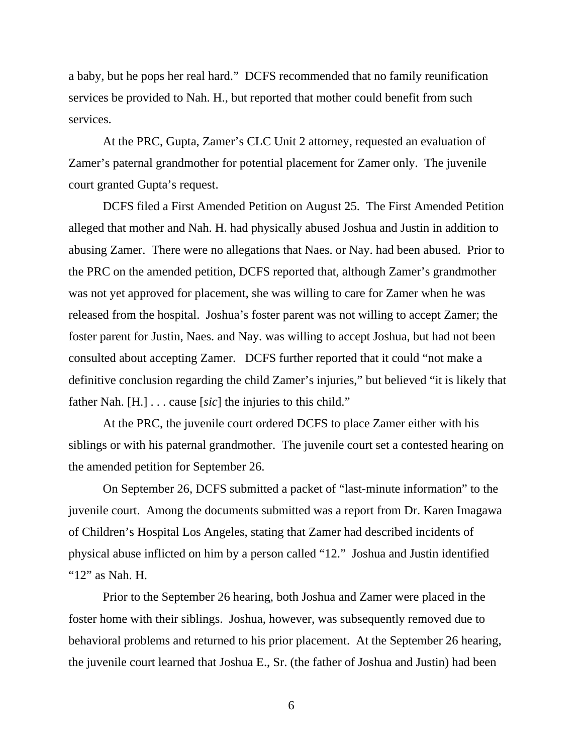a baby, but he pops her real hard." DCFS recommended that no family reunification services be provided to Nah. H., but reported that mother could benefit from such services.

At the PRC, Gupta, Zamer's CLC Unit 2 attorney, requested an evaluation of Zamer's paternal grandmother for potential placement for Zamer only. The juvenile court granted Gupta's request.

DCFS filed a First Amended Petition on August 25. The First Amended Petition alleged that mother and Nah. H. had physically abused Joshua and Justin in addition to abusing Zamer. There were no allegations that Naes. or Nay. had been abused. Prior to the PRC on the amended petition, DCFS reported that, although Zamer's grandmother was not yet approved for placement, she was willing to care for Zamer when he was released from the hospital. Joshua's foster parent was not willing to accept Zamer; the foster parent for Justin, Naes. and Nay. was willing to accept Joshua, but had not been consulted about accepting Zamer. DCFS further reported that it could "not make a definitive conclusion regarding the child Zamer's injuries," but believed "it is likely that father Nah. [H.] . . . cause [*sic*] the injuries to this child."

At the PRC, the juvenile court ordered DCFS to place Zamer either with his siblings or with his paternal grandmother. The juvenile court set a contested hearing on the amended petition for September 26.

On September 26, DCFS submitted a packet of "last-minute information" to the juvenile court. Among the documents submitted was a report from Dr. Karen Imagawa of Children's Hospital Los Angeles, stating that Zamer had described incidents of physical abuse inflicted on him by a person called "12." Joshua and Justin identified "12" as Nah. H.

Prior to the September 26 hearing, both Joshua and Zamer were placed in the foster home with their siblings. Joshua, however, was subsequently removed due to behavioral problems and returned to his prior placement. At the September 26 hearing, the juvenile court learned that Joshua E., Sr. (the father of Joshua and Justin) had been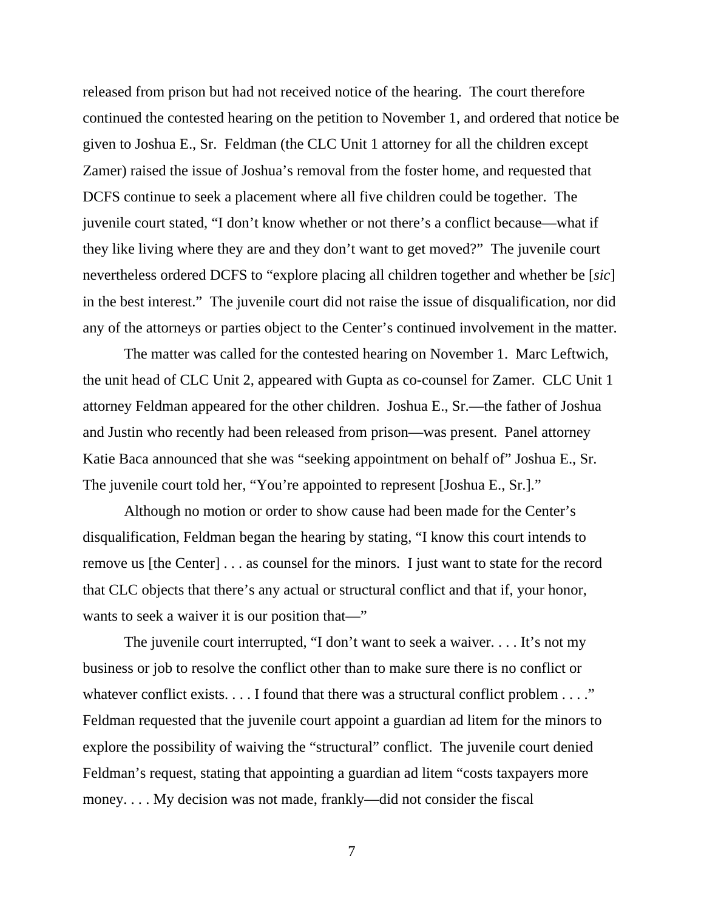released from prison but had not received notice of the hearing. The court therefore continued the contested hearing on the petition to November 1, and ordered that notice be given to Joshua E., Sr. Feldman (the CLC Unit 1 attorney for all the children except Zamer) raised the issue of Joshua's removal from the foster home, and requested that DCFS continue to seek a placement where all five children could be together. The juvenile court stated, "I don't know whether or not there's a conflict because—what if they like living where they are and they don't want to get moved?" The juvenile court nevertheless ordered DCFS to "explore placing all children together and whether be [*sic*] in the best interest." The juvenile court did not raise the issue of disqualification, nor did any of the attorneys or parties object to the Center's continued involvement in the matter.

The matter was called for the contested hearing on November 1. Marc Leftwich, the unit head of CLC Unit 2, appeared with Gupta as co-counsel for Zamer. CLC Unit 1 attorney Feldman appeared for the other children. Joshua E., Sr.—the father of Joshua and Justin who recently had been released from prison—was present. Panel attorney Katie Baca announced that she was "seeking appointment on behalf of" Joshua E., Sr. The juvenile court told her, "You're appointed to represent [Joshua E., Sr.]."

Although no motion or order to show cause had been made for the Center's disqualification, Feldman began the hearing by stating, "I know this court intends to remove us [the Center] . . . as counsel for the minors. I just want to state for the record that CLC objects that there's any actual or structural conflict and that if, your honor, wants to seek a waiver it is our position that—"

The juvenile court interrupted, "I don't want to seek a waiver. . . . It's not my business or job to resolve the conflict other than to make sure there is no conflict or whatever conflict exists. . . . I found that there was a structural conflict problem . . . ." Feldman requested that the juvenile court appoint a guardian ad litem for the minors to explore the possibility of waiving the "structural" conflict. The juvenile court denied Feldman's request, stating that appointing a guardian ad litem "costs taxpayers more money. . . . My decision was not made, frankly—did not consider the fiscal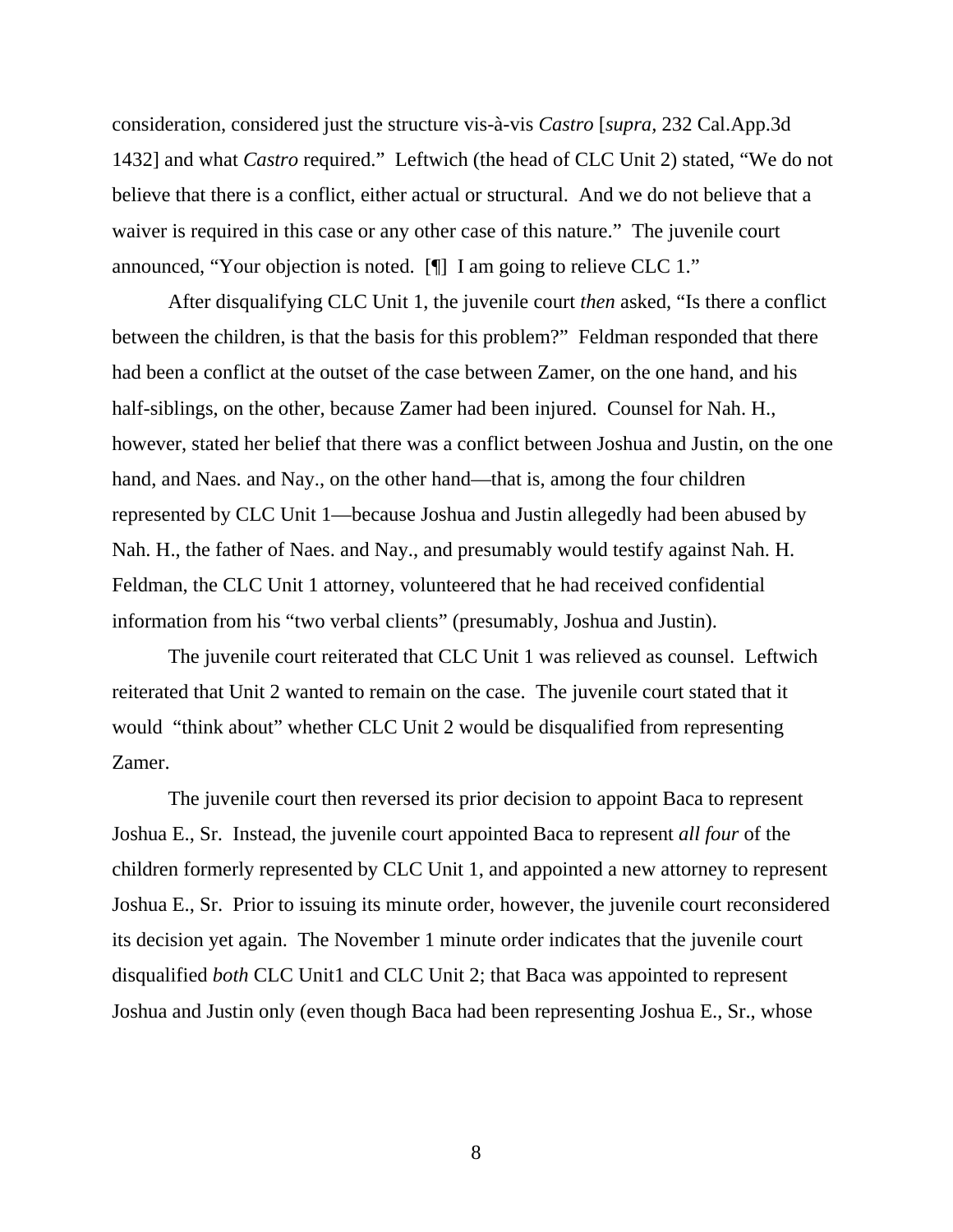consideration, considered just the structure vis-à-vis *Castro* [*supra*, 232 Cal.App.3d 1432] and what *Castro* required." Leftwich (the head of CLC Unit 2) stated, "We do not believe that there is a conflict, either actual or structural. And we do not believe that a waiver is required in this case or any other case of this nature." The juvenile court announced, "Your objection is noted. [¶] I am going to relieve CLC 1."

After disqualifying CLC Unit 1, the juvenile court *then* asked, "Is there a conflict between the children, is that the basis for this problem?" Feldman responded that there had been a conflict at the outset of the case between Zamer, on the one hand, and his half-siblings, on the other, because Zamer had been injured. Counsel for Nah. H., however, stated her belief that there was a conflict between Joshua and Justin, on the one hand, and Naes. and Nay., on the other hand—that is, among the four children represented by CLC Unit 1—because Joshua and Justin allegedly had been abused by Nah. H., the father of Naes. and Nay., and presumably would testify against Nah. H. Feldman, the CLC Unit 1 attorney, volunteered that he had received confidential information from his "two verbal clients" (presumably, Joshua and Justin).

The juvenile court reiterated that CLC Unit 1 was relieved as counsel. Leftwich reiterated that Unit 2 wanted to remain on the case. The juvenile court stated that it would "think about" whether CLC Unit 2 would be disqualified from representing Zamer.

The juvenile court then reversed its prior decision to appoint Baca to represent Joshua E., Sr. Instead, the juvenile court appointed Baca to represent *all four* of the children formerly represented by CLC Unit 1, and appointed a new attorney to represent Joshua E., Sr. Prior to issuing its minute order, however, the juvenile court reconsidered its decision yet again. The November 1 minute order indicates that the juvenile court disqualified *both* CLC Unit1 and CLC Unit 2; that Baca was appointed to represent Joshua and Justin only (even though Baca had been representing Joshua E., Sr., whose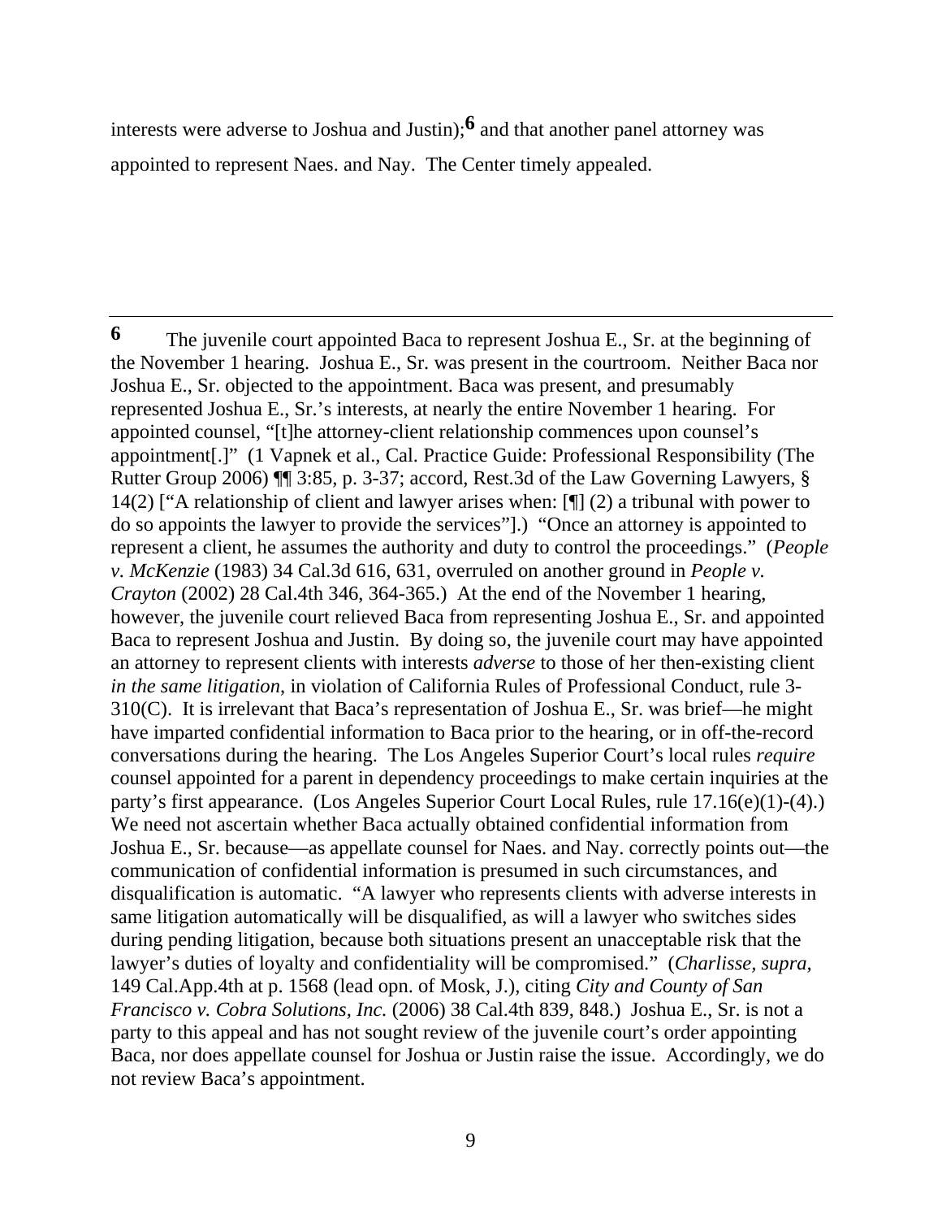interests were adverse to Joshua and Justin);[6] and that another panel attorney was appointed to represent Naes. and Nay. The Center timely appealed.

---

[6] The juvenile court appointed Baca to represent Joshua E., Sr. at the beginning of the November 1 hearing. Joshua E., Sr. was present in the courtroom. Neither Baca nor Joshua E., Sr. objected to the appointment. Baca was present, and presumably represented Joshua E., Sr.'s interests, at nearly the entire November 1 hearing. For appointed counsel, "[t]he attorney-client relationship commences upon counsel's appointment[.]" (1 Vapnek et al., Cal. Practice Guide: Professional Responsibility (The Rutter Group 2006) ¶¶ 3:85, p. 3-37; accord, Rest.3d of the Law Governing Lawyers, § 14(2) ["A relationship of client and lawyer arises when: [¶] (2) a tribunal with power to do so appoints the lawyer to provide the services"].) "Once an attorney is appointed to represent a client, he assumes the authority and duty to control the proceedings." (*People v. McKenzie* (1983) 34 Cal.3d 616, 631, overruled on another ground in *People v. Crayton* (2002) 28 Cal.4th 346, 364-365.) At the end of the November 1 hearing, however, the juvenile court relieved Baca from representing Joshua E., Sr. and appointed Baca to represent Joshua and Justin. By doing so, the juvenile court may have appointed an attorney to represent clients with interests *adverse* to those of her then-existing client *in the same litigation*, in violation of California Rules of Professional Conduct, rule 3-310(C). It is irrelevant that Baca's representation of Joshua E., Sr. was brief—he might have imparted confidential information to Baca prior to the hearing, or in off-the-record conversations during the hearing. The Los Angeles Superior Court's local rules *require* counsel appointed for a parent in dependency proceedings to make certain inquiries at the party's first appearance. (Los Angeles Superior Court Local Rules, rule 17.16(e)(1)-(4).) We need not ascertain whether Baca actually obtained confidential information from Joshua E., Sr. because—as appellate counsel for Naes. and Nay. correctly points out—the communication of confidential information is presumed in such circumstances, and disqualification is automatic. "A lawyer who represents clients with adverse interests in same litigation automatically will be disqualified, as will a lawyer who switches sides during pending litigation, because both situations present an unacceptable risk that the lawyer's duties of loyalty and confidentiality will be compromised." (*Charlisse, supra,* 149 Cal.App.4th at p. 1568 (lead opn. of Mosk, J.), citing *City and County of San Francisco v. Cobra Solutions, Inc.* (2006) 38 Cal.4th 839, 848.) Joshua E., Sr. is not a party to this appeal and has not sought review of the juvenile court's order appointing Baca, nor does appellate counsel for Joshua or Justin raise the issue. Accordingly, we do not review Baca's appointment.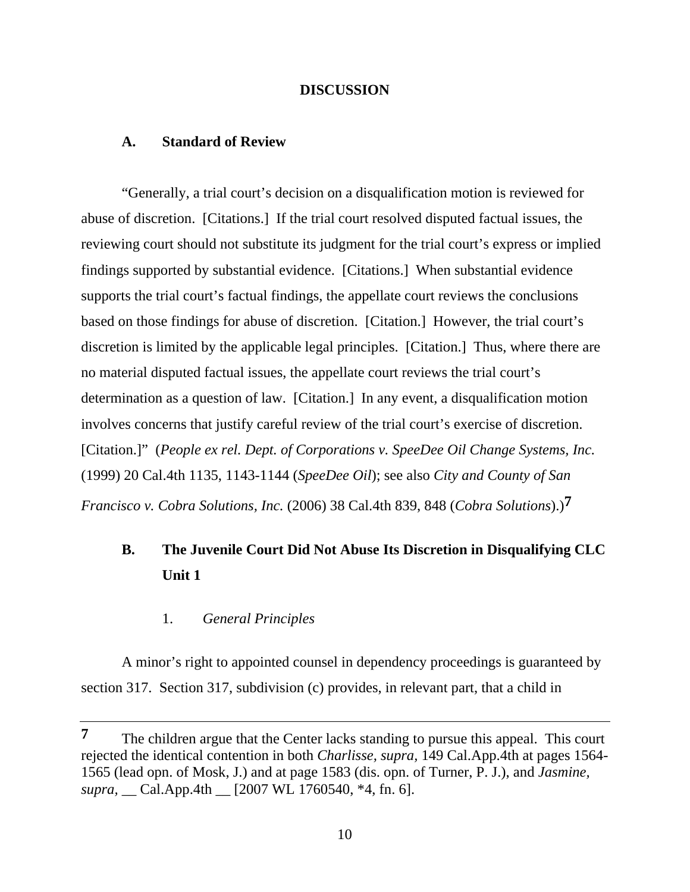## DISCUSSION

### A. Standard of Review

"Generally, a trial court's decision on a disqualification motion is reviewed for abuse of discretion. [Citations.] If the trial court resolved disputed factual issues, the reviewing court should not substitute its judgment for the trial court's express or implied findings supported by substantial evidence. [Citations.] When substantial evidence supports the trial court's factual findings, the appellate court reviews the conclusions based on those findings for abuse of discretion. [Citation.] However, the trial court's discretion is limited by the applicable legal principles. [Citation.] Thus, where there are no material disputed factual issues, the appellate court reviews the trial court's determination as a question of law. [Citation.] In any event, a disqualification motion involves concerns that justify careful review of the trial court's exercise of discretion. [Citation.]" (*People ex rel. Dept. of Corporations v. SpeeDee Oil Change Systems, Inc.* (1999) 20 Cal.4th 1135, 1143-1144 (*SpeeDee Oil*); see also *City and County of San Francisco v. Cobra Solutions, Inc.* (2006) 38 Cal.4th 839, 848 (*Cobra Solutions*).)[7]

### B. The Juvenile Court Did Not Abuse Its Discretion in Disqualifying CLC Unit 1

#### 1. *General Principles*

A minor's right to appointed counsel in dependency proceedings is guaranteed by section 317. Section 317, subdivision (c) provides, in relevant part, that a child in

---

[7] The children argue that the Center lacks standing to pursue this appeal. This court rejected the identical contention in both *Charlisse, supra,* 149 Cal.App.4th at pages 1564-1565 (lead opn. of Mosk, J.) and at page 1583 (dis. opn. of Turner, P. J.), and *Jasmine, supra,* __ Cal.App.4th __ [2007 WL 1760540, *4, fn. 6].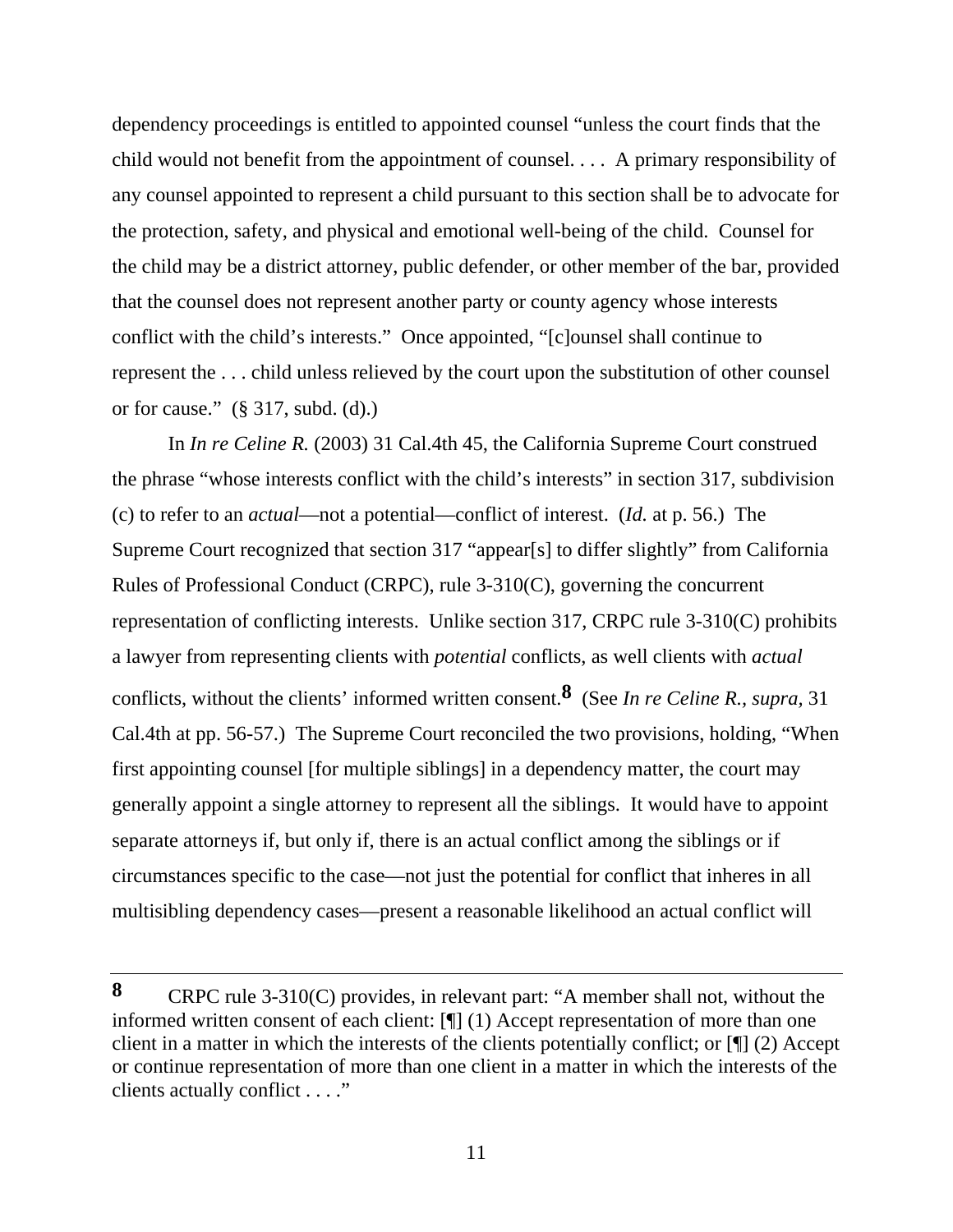dependency proceedings is entitled to appointed counsel "unless the court finds that the child would not benefit from the appointment of counsel. . . . A primary responsibility of any counsel appointed to represent a child pursuant to this section shall be to advocate for the protection, safety, and physical and emotional well-being of the child. Counsel for the child may be a district attorney, public defender, or other member of the bar, provided that the counsel does not represent another party or county agency whose interests conflict with the child's interests." Once appointed, "[c]ounsel shall continue to represent the . . . child unless relieved by the court upon the substitution of other counsel or for cause." (§ 317, subd. (d).)

In *In re Celine R.* (2003) 31 Cal.4th 45, the California Supreme Court construed the phrase "whose interests conflict with the child's interests" in section 317, subdivision (c) to refer to an *actual*—not a potential—conflict of interest. (*Id.* at p. 56.) The Supreme Court recognized that section 317 "appear[s] to differ slightly" from California Rules of Professional Conduct (CRPC), rule 3-310(C), governing the concurrent representation of conflicting interests. Unlike section 317, CRPC rule 3-310(C) prohibits a lawyer from representing clients with *potential* conflicts, as well clients with *actual* conflicts, without the clients' informed written consent.[8] (See *In re Celine R., supra,* 31 Cal.4th at pp. 56-57.) The Supreme Court reconciled the two provisions, holding, "When first appointing counsel [for multiple siblings] in a dependency matter, the court may generally appoint a single attorney to represent all the siblings. It would have to appoint separate attorneys if, but only if, there is an actual conflict among the siblings or if circumstances specific to the case—not just the potential for conflict that inheres in all multisibling dependency cases—present a reasonable likelihood an actual conflict will

---

**8** CRPC rule 3-310(C) provides, in relevant part: "A member shall not, without the informed written consent of each client: [¶] (1) Accept representation of more than one client in a matter in which the interests of the clients potentially conflict; or [¶] (2) Accept or continue representation of more than one client in a matter in which the interests of the clients actually conflict . . . ."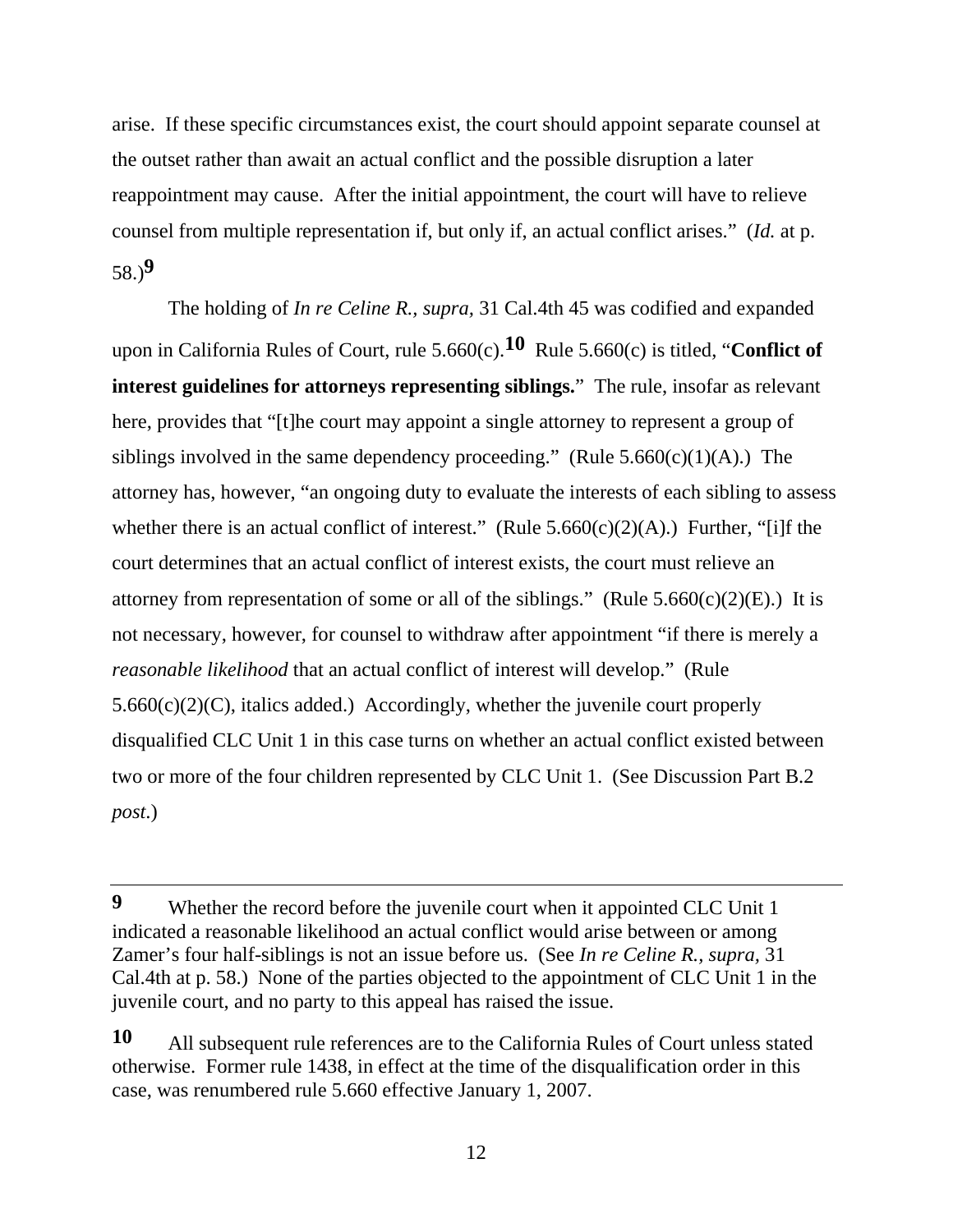arise. If these specific circumstances exist, the court should appoint separate counsel at the outset rather than await an actual conflict and the possible disruption a later reappointment may cause. After the initial appointment, the court will have to relieve counsel from multiple representation if, but only if, an actual conflict arises." (*Id.* at p. 58.)[9]

The holding of *In re Celine R., supra,* 31 Cal.4th 45 was codified and expanded upon in California Rules of Court, rule 5.660(c).[10] Rule 5.660(c) is titled, "**Conflict of interest guidelines for attorneys representing siblings.**" The rule, insofar as relevant here, provides that "[t]he court may appoint a single attorney to represent a group of siblings involved in the same dependency proceeding." (Rule 5.660(c)(1)(A).) The attorney has, however, "an ongoing duty to evaluate the interests of each sibling to assess whether there is an actual conflict of interest." (Rule 5.660(c)(2)(A).) Further, "[i]f the court determines that an actual conflict of interest exists, the court must relieve an attorney from representation of some or all of the siblings." (Rule 5.660(c)(2)(E).) It is not necessary, however, for counsel to withdraw after appointment "if there is merely a *reasonable likelihood* that an actual conflict of interest will develop." (Rule 5.660(c)(2)(C), italics added.) Accordingly, whether the juvenile court properly disqualified CLC Unit 1 in this case turns on whether an actual conflict existed between two or more of the four children represented by CLC Unit 1. (See Discussion Part B.2 *post*.)

---

**9** Whether the record before the juvenile court when it appointed CLC Unit 1 indicated a reasonable likelihood an actual conflict would arise between or among Zamer's four half-siblings is not an issue before us. (See *In re Celine R., supra,* 31 Cal.4th at p. 58.) None of the parties objected to the appointment of CLC Unit 1 in the juvenile court, and no party to this appeal has raised the issue.

**10** All subsequent rule references are to the California Rules of Court unless stated otherwise. Former rule 1438, in effect at the time of the disqualification order in this case, was renumbered rule 5.660 effective January 1, 2007.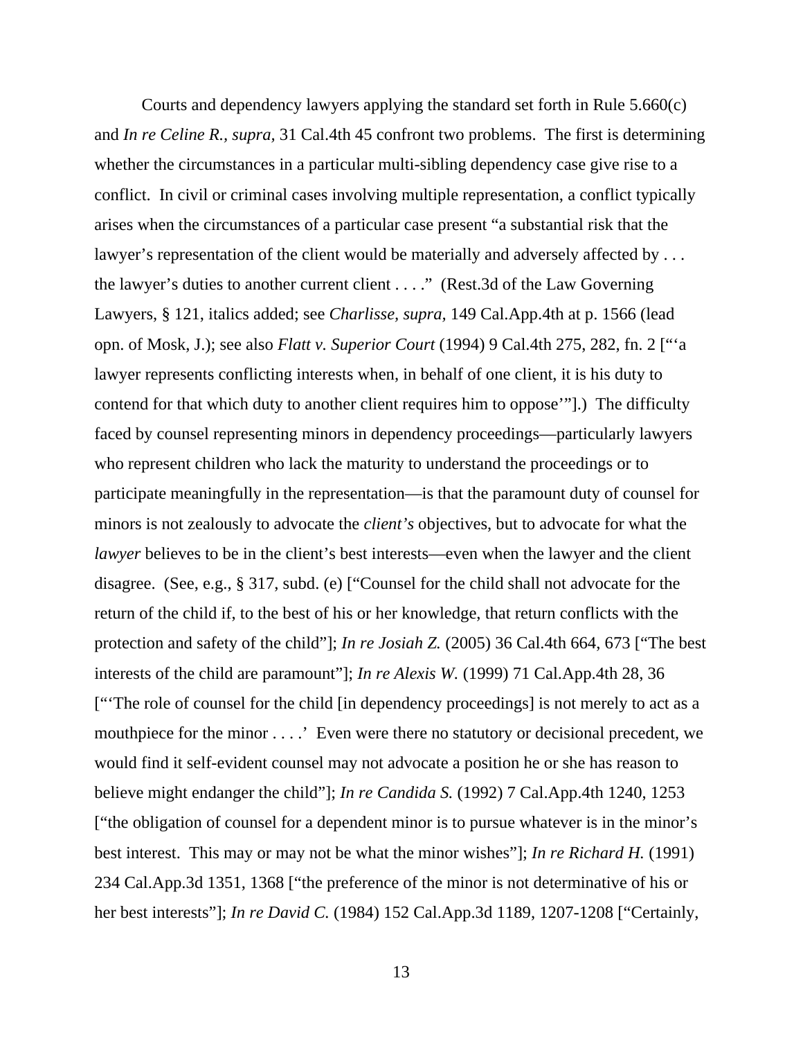Courts and dependency lawyers applying the standard set forth in Rule 5.660(c) and *In re Celine R., supra*, 31 Cal.4th 45 confront two problems. The first is determining whether the circumstances in a particular multi-sibling dependency case give rise to a conflict. In civil or criminal cases involving multiple representation, a conflict typically arises when the circumstances of a particular case present "a substantial risk that the lawyer's representation of the client would be materially and adversely affected by . . . the lawyer's duties to another current client . . . ." (Rest.3d of the Law Governing Lawyers, § 121, italics added; see *Charlisse, supra,* 149 Cal.App.4th at p. 1566 (lead opn. of Mosk, J.); see also *Flatt v. Superior Court* (1994) 9 Cal.4th 275, 282, fn. 2 ["'a lawyer represents conflicting interests when, in behalf of one client, it is his duty to contend for that which duty to another client requires him to oppose'"].) The difficulty faced by counsel representing minors in dependency proceedings—particularly lawyers who represent children who lack the maturity to understand the proceedings or to participate meaningfully in the representation—is that the paramount duty of counsel for minors is not zealously to advocate the *client's* objectives, but to advocate for what the *lawyer* believes to be in the client's best interests—even when the lawyer and the client disagree. (See, e.g., § 317, subd. (e) ["Counsel for the child shall not advocate for the return of the child if, to the best of his or her knowledge, that return conflicts with the protection and safety of the child"]; *In re Josiah Z.* (2005) 36 Cal.4th 664, 673 ["The best interests of the child are paramount"]; *In re Alexis W.* (1999) 71 Cal.App.4th 28, 36 ["'The role of counsel for the child [in dependency proceedings] is not merely to act as a mouthpiece for the minor . . . .' Even were there no statutory or decisional precedent, we would find it self-evident counsel may not advocate a position he or she has reason to believe might endanger the child"]; *In re Candida S.* (1992) 7 Cal.App.4th 1240, 1253 ["the obligation of counsel for a dependent minor is to pursue whatever is in the minor's best interest. This may or may not be what the minor wishes"]; *In re Richard H.* (1991) 234 Cal.App.3d 1351, 1368 ["the preference of the minor is not determinative of his or her best interests"]; *In re David C.* (1984) 152 Cal.App.3d 1189, 1207-1208 ["Certainly,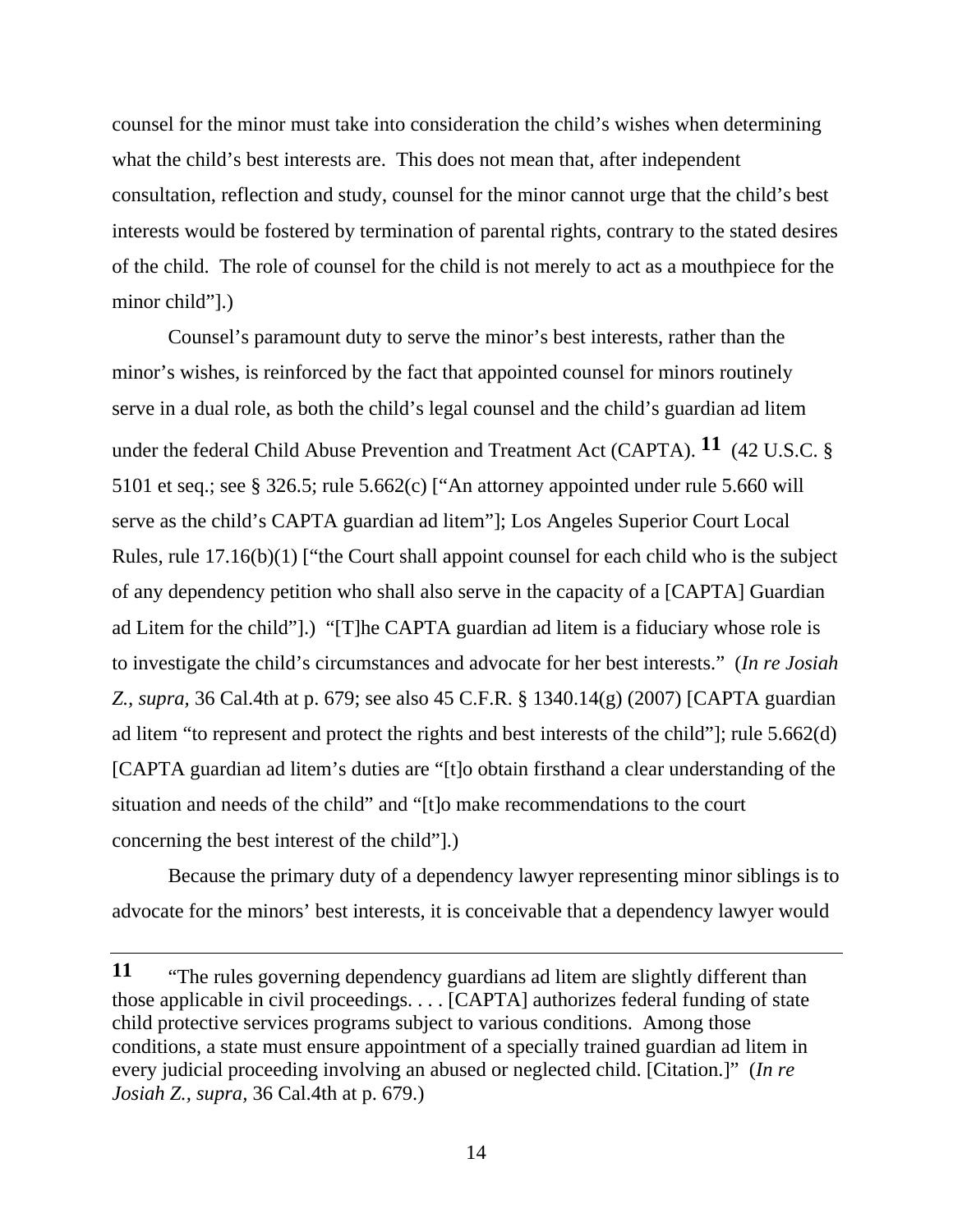counsel for the minor must take into consideration the child's wishes when determining what the child's best interests are. This does not mean that, after independent consultation, reflection and study, counsel for the minor cannot urge that the child's best interests would be fostered by termination of parental rights, contrary to the stated desires of the child. The role of counsel for the child is not merely to act as a mouthpiece for the minor child"].)

Counsel's paramount duty to serve the minor's best interests, rather than the minor's wishes, is reinforced by the fact that appointed counsel for minors routinely serve in a dual role, as both the child's legal counsel and the child's guardian ad litem under the federal Child Abuse Prevention and Treatment Act (CAPTA).[11] (42 U.S.C. § 5101 et seq.; see § 326.5; rule 5.662(c) ["An attorney appointed under rule 5.660 will serve as the child's CAPTA guardian ad litem"]; Los Angeles Superior Court Local Rules, rule 17.16(b)(1) ["the Court shall appoint counsel for each child who is the subject of any dependency petition who shall also serve in the capacity of a [CAPTA] Guardian ad Litem for the child"].) "[T]he CAPTA guardian ad litem is a fiduciary whose role is to investigate the child's circumstances and advocate for her best interests." (*In re Josiah Z., supra,* 36 Cal.4th at p. 679; see also 45 C.F.R. § 1340.14(g) (2007) [CAPTA guardian ad litem "to represent and protect the rights and best interests of the child"]; rule 5.662(d) [CAPTA guardian ad litem's duties are "[t]o obtain firsthand a clear understanding of the situation and needs of the child" and "[t]o make recommendations to the court concerning the best interest of the child"].)

Because the primary duty of a dependency lawyer representing minor siblings is to advocate for the minors' best interests, it is conceivable that a dependency lawyer would

---

[11] "The rules governing dependency guardians ad litem are slightly different than those applicable in civil proceedings. . . . [CAPTA] authorizes federal funding of state child protective services programs subject to various conditions. Among those conditions, a state must ensure appointment of a specially trained guardian ad litem in every judicial proceeding involving an abused or neglected child. [Citation.]" (*In re Josiah Z., supra*, 36 Cal.4th at p. 679.)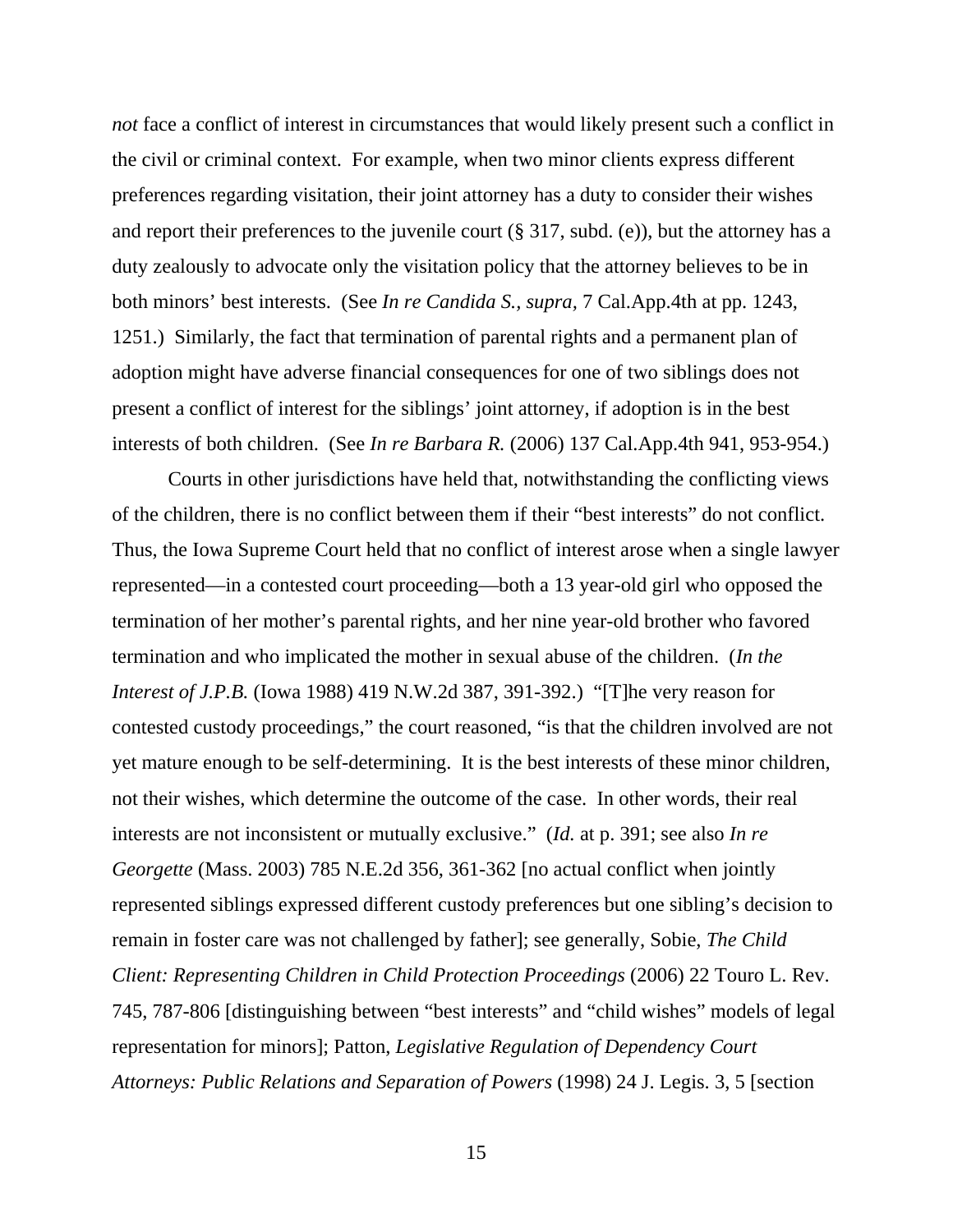*not* face a conflict of interest in circumstances that would likely present such a conflict in the civil or criminal context. For example, when two minor clients express different preferences regarding visitation, their joint attorney has a duty to consider their wishes and report their preferences to the juvenile court (§ 317, subd. (e)), but the attorney has a duty zealously to advocate only the visitation policy that the attorney believes to be in both minors' best interests. (See *In re Candida S.*, *supra*, 7 Cal.App.4th at pp. 1243, 1251.) Similarly, the fact that termination of parental rights and a permanent plan of adoption might have adverse financial consequences for one of two siblings does not present a conflict of interest for the siblings' joint attorney, if adoption is in the best interests of both children. (See *In re Barbara R.* (2006) 137 Cal.App.4th 941, 953-954.)

Courts in other jurisdictions have held that, notwithstanding the conflicting views of the children, there is no conflict between them if their "best interests" do not conflict. Thus, the Iowa Supreme Court held that no conflict of interest arose when a single lawyer represented—in a contested court proceeding—both a 13 year-old girl who opposed the termination of her mother's parental rights, and her nine year-old brother who favored termination and who implicated the mother in sexual abuse of the children. (*In the Interest of J.P.B.* (Iowa 1988) 419 N.W.2d 387, 391-392.) "[T]he very reason for contested custody proceedings," the court reasoned, "is that the children involved are not yet mature enough to be self-determining. It is the best interests of these minor children, not their wishes, which determine the outcome of the case. In other words, their real interests are not inconsistent or mutually exclusive." (*Id.* at p. 391; see also *In re Georgette* (Mass. 2003) 785 N.E.2d 356, 361-362 [no actual conflict when jointly represented siblings expressed different custody preferences but one sibling's decision to remain in foster care was not challenged by father]; see generally, Sobie, *The Child Client: Representing Children in Child Protection Proceedings* (2006) 22 Touro L. Rev. 745, 787-806 [distinguishing between "best interests" and "child wishes" models of legal representation for minors]; Patton, *Legislative Regulation of Dependency Court Attorneys: Public Relations and Separation of Powers* (1998) 24 J. Legis. 3, 5 [section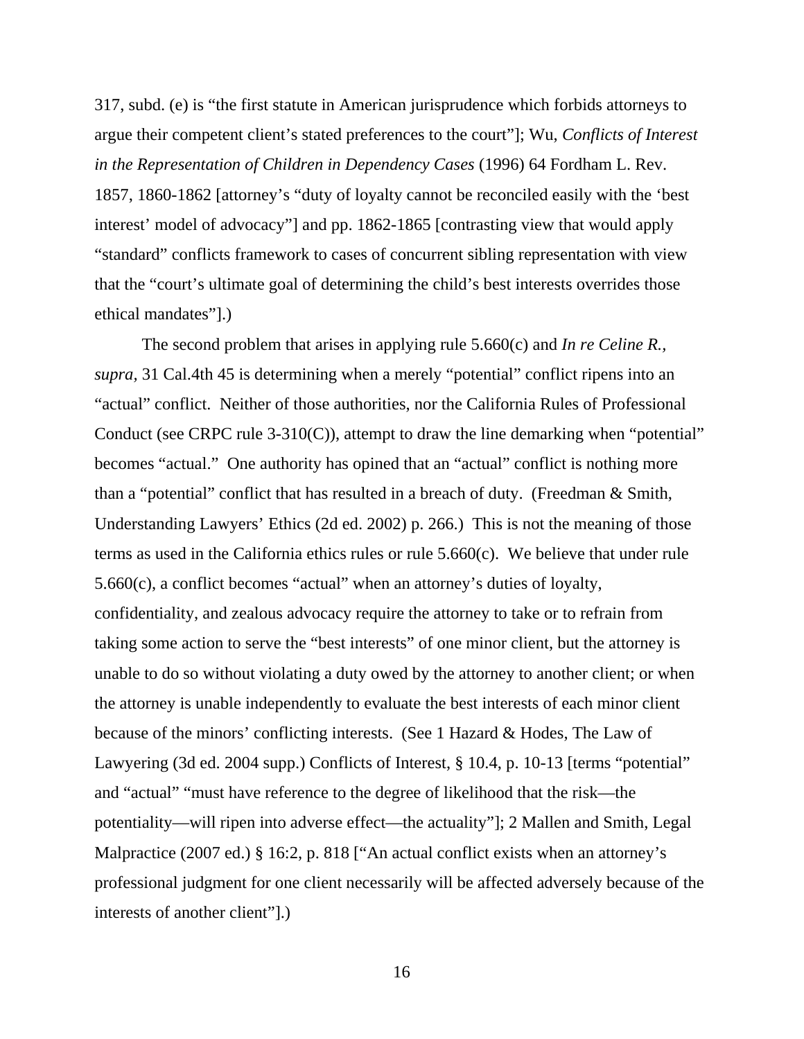317, subd. (e) is "the first statute in American jurisprudence which forbids attorneys to argue their competent client's stated preferences to the court"]; Wu, *Conflicts of Interest in the Representation of Children in Dependency Cases* (1996) 64 Fordham L. Rev. 1857, 1860-1862 [attorney's "duty of loyalty cannot be reconciled easily with the 'best interest' model of advocacy"] and pp. 1862-1865 [contrasting view that would apply "standard" conflicts framework to cases of concurrent sibling representation with view that the "court's ultimate goal of determining the child's best interests overrides those ethical mandates"].)

The second problem that arises in applying rule 5.660(c) and *In re Celine R., supra,* 31 Cal.4th 45 is determining when a merely "potential" conflict ripens into an "actual" conflict. Neither of those authorities, nor the California Rules of Professional Conduct (see CRPC rule 3-310(C)), attempt to draw the line demarking when "potential" becomes "actual." One authority has opined that an "actual" conflict is nothing more than a "potential" conflict that has resulted in a breach of duty. (Freedman & Smith, Understanding Lawyers' Ethics (2d ed. 2002) p. 266.) This is not the meaning of those terms as used in the California ethics rules or rule 5.660(c). We believe that under rule 5.660(c), a conflict becomes "actual" when an attorney's duties of loyalty, confidentiality, and zealous advocacy require the attorney to take or to refrain from taking some action to serve the "best interests" of one minor client, but the attorney is unable to do so without violating a duty owed by the attorney to another client; or when the attorney is unable independently to evaluate the best interests of each minor client because of the minors' conflicting interests. (See 1 Hazard & Hodes, The Law of Lawyering (3d ed. 2004 supp.) Conflicts of Interest, § 10.4, p. 10-13 [terms "potential" and "actual" "must have reference to the degree of likelihood that the risk—the potentiality—will ripen into adverse effect—the actuality"]; 2 Mallen and Smith, Legal Malpractice (2007 ed.) § 16:2, p. 818 ["An actual conflict exists when an attorney's professional judgment for one client necessarily will be affected adversely because of the interests of another client"].)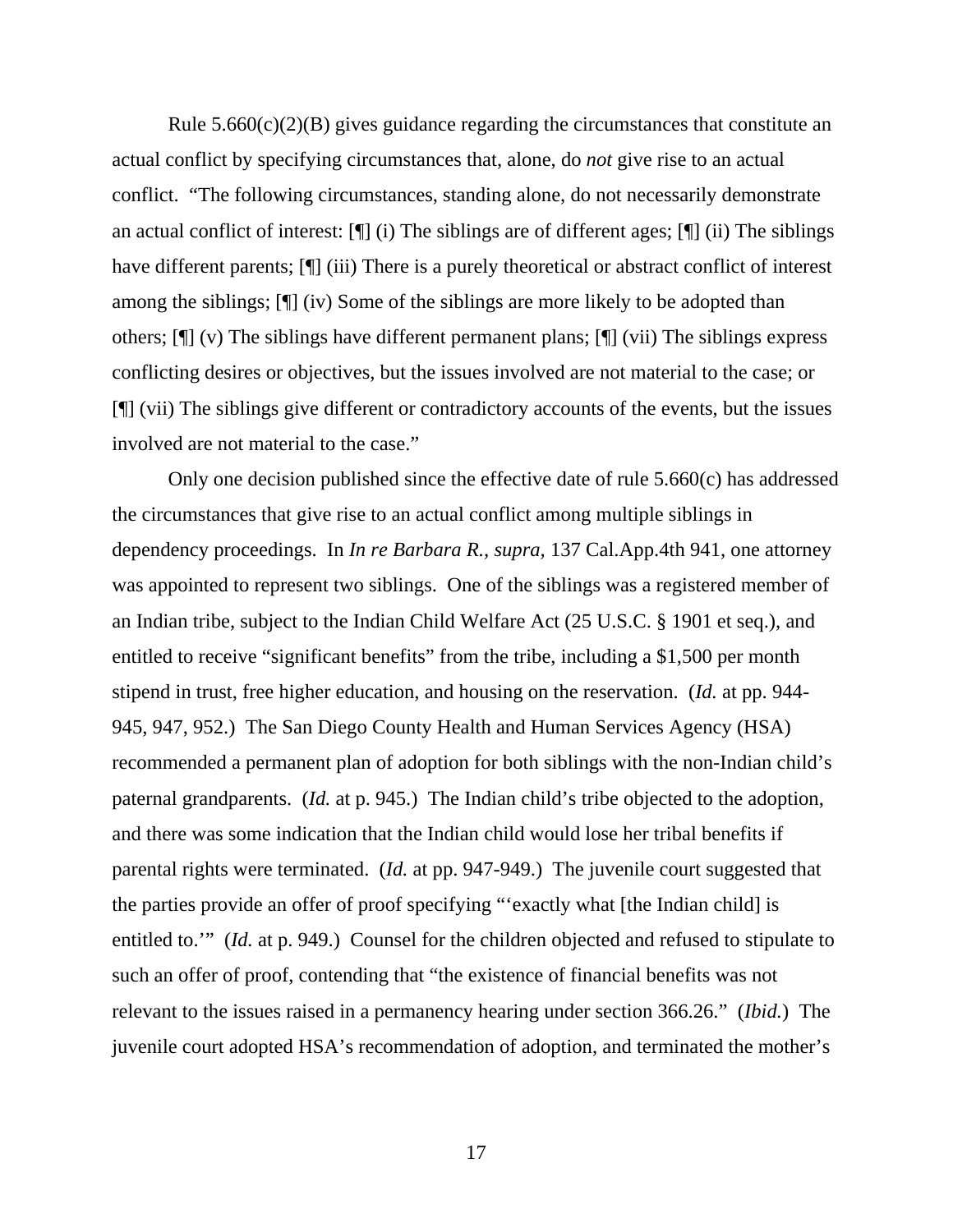Rule 5.660(c)(2)(B) gives guidance regarding the circumstances that constitute an actual conflict by specifying circumstances that, alone, do *not* give rise to an actual conflict. "The following circumstances, standing alone, do not necessarily demonstrate an actual conflict of interest: [¶] (i) The siblings are of different ages; [¶] (ii) The siblings have different parents; [¶] (iii) There is a purely theoretical or abstract conflict of interest among the siblings; [¶] (iv) Some of the siblings are more likely to be adopted than others; [¶] (v) The siblings have different permanent plans; [¶] (vii) The siblings express conflicting desires or objectives, but the issues involved are not material to the case; or [¶] (vii) The siblings give different or contradictory accounts of the events, but the issues involved are not material to the case."

Only one decision published since the effective date of rule 5.660(c) has addressed the circumstances that give rise to an actual conflict among multiple siblings in dependency proceedings. In *In re Barbara R., supra,* 137 Cal.App.4th 941, one attorney was appointed to represent two siblings. One of the siblings was a registered member of an Indian tribe, subject to the Indian Child Welfare Act (25 U.S.C. § 1901 et seq.), and entitled to receive "significant benefits" from the tribe, including a $1,500 per month stipend in trust, free higher education, and housing on the reservation. (*Id.* at pp. 944-945, 947, 952.) The San Diego County Health and Human Services Agency (HSA) recommended a permanent plan of adoption for both siblings with the non-Indian child's paternal grandparents. (*Id.* at p. 945.) The Indian child's tribe objected to the adoption, and there was some indication that the Indian child would lose her tribal benefits if parental rights were terminated. (*Id.* at pp. 947-949.) The juvenile court suggested that the parties provide an offer of proof specifying "'exactly what [the Indian child] is entitled to.'" (*Id.* at p. 949.) Counsel for the children objected and refused to stipulate to such an offer of proof, contending that "the existence of financial benefits was not relevant to the issues raised in a permanency hearing under section 366.26." (*Ibid.*) The juvenile court adopted HSA's recommendation of adoption, and terminated the mother's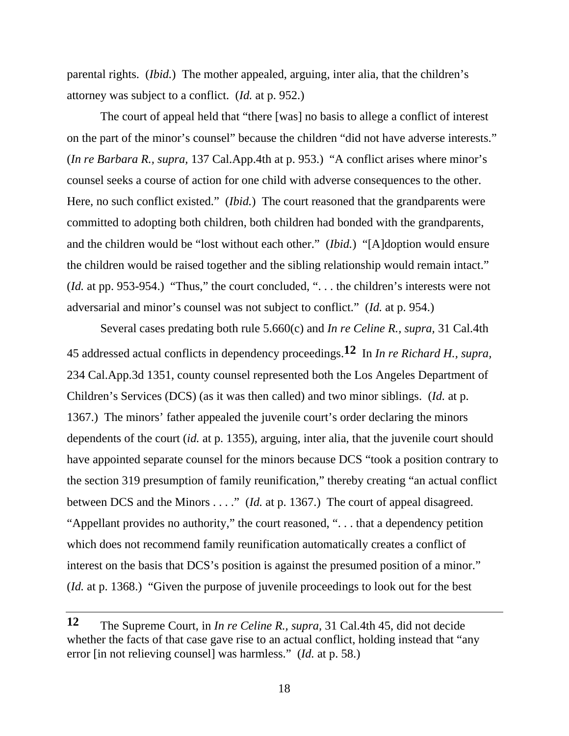parental rights. (*Ibid.*) The mother appealed, arguing, inter alia, that the children's attorney was subject to a conflict. (*Id.* at p. 952.)

The court of appeal held that "there [was] no basis to allege a conflict of interest on the part of the minor's counsel" because the children "did not have adverse interests." (*In re Barbara R., supra,* 137 Cal.App.4th at p. 953.) "A conflict arises where minor's counsel seeks a course of action for one child with adverse consequences to the other. Here, no such conflict existed." (*Ibid.*) The court reasoned that the grandparents were committed to adopting both children, both children had bonded with the grandparents, and the children would be "lost without each other." (*Ibid.*) "[A]doption would ensure the children would be raised together and the sibling relationship would remain intact." (*Id.* at pp. 953-954.) "Thus," the court concluded, ". . . the children's interests were not adversarial and minor's counsel was not subject to conflict." (*Id.* at p. 954.)

Several cases predating both rule 5.660(c) and *In re Celine R., supra,* 31 Cal.4th 45 addressed actual conflicts in dependency proceedings.[12] In *In re Richard H., supra,* 234 Cal.App.3d 1351, county counsel represented both the Los Angeles Department of Children's Services (DCS) (as it was then called) and two minor siblings. (*Id.* at p. 1367.) The minors' father appealed the juvenile court's order declaring the minors dependents of the court (*id.* at p. 1355), arguing, inter alia, that the juvenile court should have appointed separate counsel for the minors because DCS "took a position contrary to the section 319 presumption of family reunification," thereby creating "an actual conflict between DCS and the Minors . . . ." (*Id.* at p. 1367.) The court of appeal disagreed. "Appellant provides no authority," the court reasoned, ". . . that a dependency petition which does not recommend family reunification automatically creates a conflict of interest on the basis that DCS's position is against the presumed position of a minor." (*Id.* at p. 1368.) "Given the purpose of juvenile proceedings to look out for the best

---

[12] The Supreme Court, in *In re Celine R., supra,* 31 Cal.4th 45, did not decide whether the facts of that case gave rise to an actual conflict, holding instead that "any error [in not relieving counsel] was harmless." (*Id.* at p. 58.)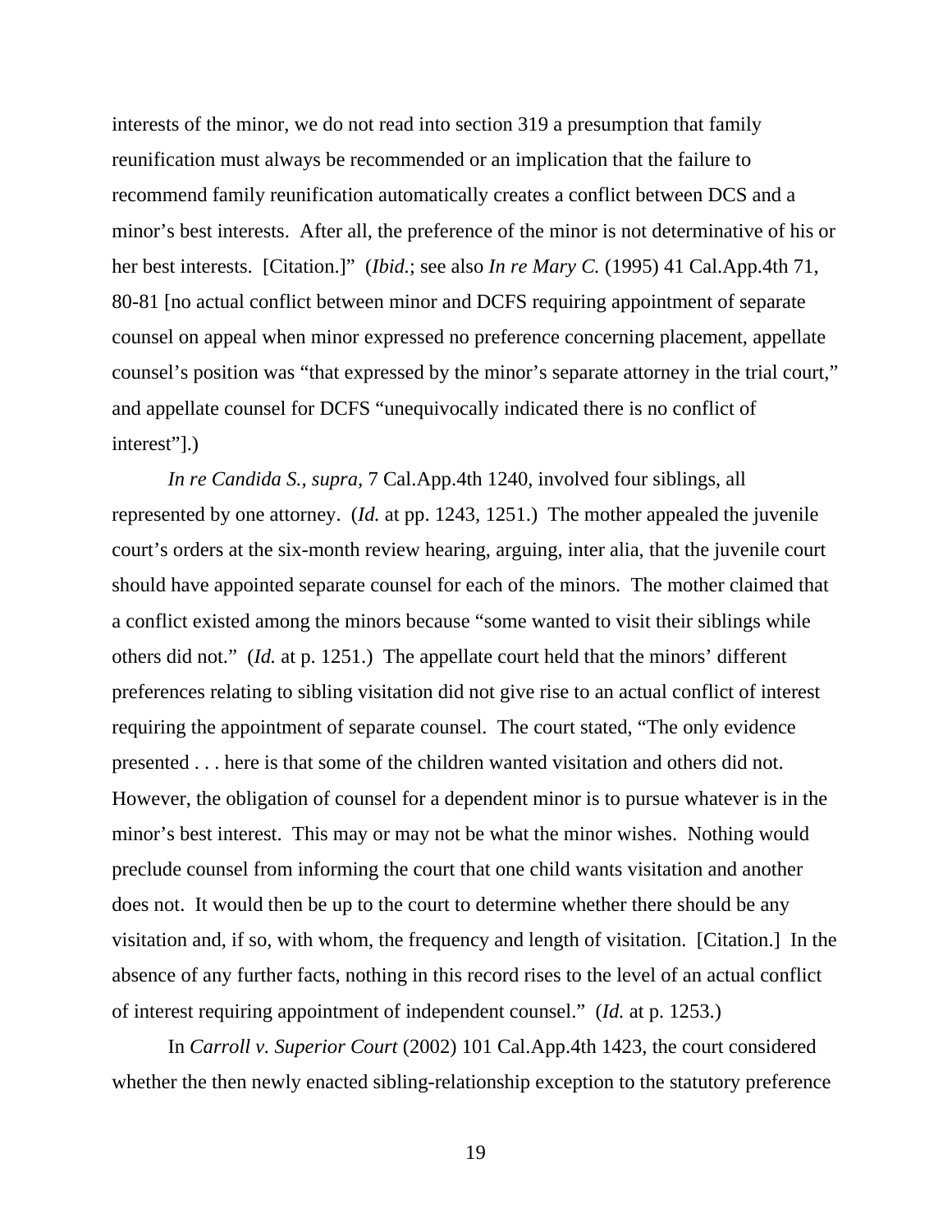interests of the minor, we do not read into section 319 a presumption that family reunification must always be recommended or an implication that the failure to recommend family reunification automatically creates a conflict between DCS and a minor's best interests. After all, the preference of the minor is not determinative of his or her best interests. [Citation.]" (*Ibid.*; see also *In re Mary C.* (1995) 41 Cal.App.4th 71, 80-81 [no actual conflict between minor and DCFS requiring appointment of separate counsel on appeal when minor expressed no preference concerning placement, appellate counsel's position was "that expressed by the minor's separate attorney in the trial court," and appellate counsel for DCFS "unequivocally indicated there is no conflict of interest"].)

*In re Candida S., supra,* 7 Cal.App.4th 1240, involved four siblings, all represented by one attorney. (*Id.* at pp. 1243, 1251.) The mother appealed the juvenile court's orders at the six-month review hearing, arguing, inter alia, that the juvenile court should have appointed separate counsel for each of the minors. The mother claimed that a conflict existed among the minors because "some wanted to visit their siblings while others did not." (*Id.* at p. 1251.) The appellate court held that the minors' different preferences relating to sibling visitation did not give rise to an actual conflict of interest requiring the appointment of separate counsel. The court stated, "The only evidence presented . . . here is that some of the children wanted visitation and others did not. However, the obligation of counsel for a dependent minor is to pursue whatever is in the minor's best interest. This may or may not be what the minor wishes. Nothing would preclude counsel from informing the court that one child wants visitation and another does not. It would then be up to the court to determine whether there should be any visitation and, if so, with whom, the frequency and length of visitation. [Citation.] In the absence of any further facts, nothing in this record rises to the level of an actual conflict of interest requiring appointment of independent counsel." (*Id.* at p. 1253.)

In *Carroll v. Superior Court* (2002) 101 Cal.App.4th 1423, the court considered whether the then newly enacted sibling-relationship exception to the statutory preference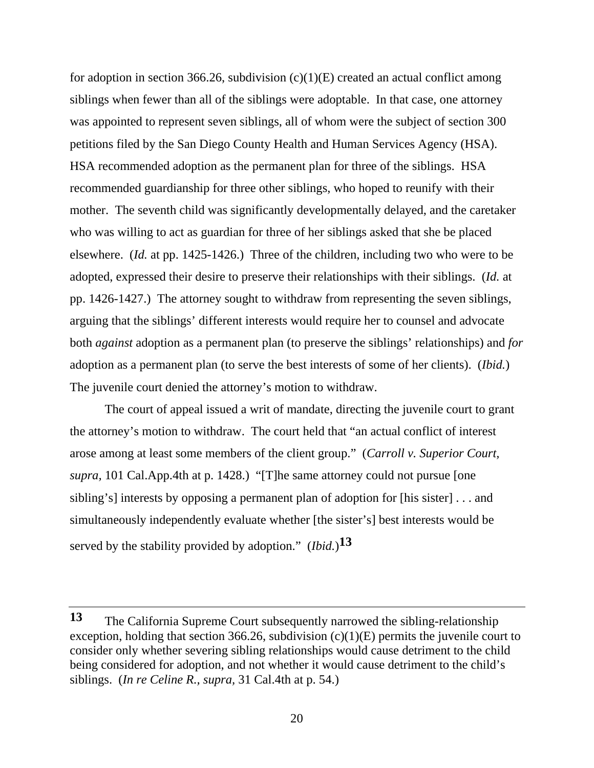for adoption in section 366.26, subdivision (c)(1)(E) created an actual conflict among siblings when fewer than all of the siblings were adoptable. In that case, one attorney was appointed to represent seven siblings, all of whom were the subject of section 300 petitions filed by the San Diego County Health and Human Services Agency (HSA). HSA recommended adoption as the permanent plan for three of the siblings. HSA recommended guardianship for three other siblings, who hoped to reunify with their mother. The seventh child was significantly developmentally delayed, and the caretaker who was willing to act as guardian for three of her siblings asked that she be placed elsewhere. (*Id.* at pp. 1425-1426.) Three of the children, including two who were to be adopted, expressed their desire to preserve their relationships with their siblings. (*Id.* at pp. 1426-1427.) The attorney sought to withdraw from representing the seven siblings, arguing that the siblings' different interests would require her to counsel and advocate both *against* adoption as a permanent plan (to preserve the siblings' relationships) and *for* adoption as a permanent plan (to serve the best interests of some of her clients). (*Ibid.*) The juvenile court denied the attorney's motion to withdraw.

The court of appeal issued a writ of mandate, directing the juvenile court to grant the attorney's motion to withdraw. The court held that "an actual conflict of interest arose among at least some members of the client group." (*Carroll v. Superior Court, supra,* 101 Cal.App.4th at p. 1428.) "[T]he same attorney could not pursue [one sibling's] interests by opposing a permanent plan of adoption for [his sister] . . . and simultaneously independently evaluate whether [the sister's] best interests would be served by the stability provided by adoption." (*Ibid.*)[13]

---

**13** The California Supreme Court subsequently narrowed the sibling-relationship exception, holding that section 366.26, subdivision (c)(1)(E) permits the juvenile court to consider only whether severing sibling relationships would cause detriment to the child being considered for adoption, and not whether it would cause detriment to the child's siblings. (*In re Celine R., supra,* 31 Cal.4th at p. 54.)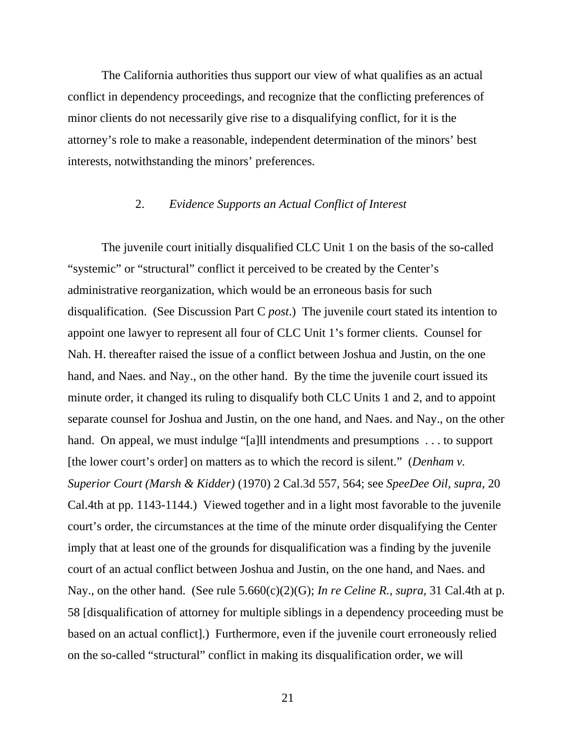The California authorities thus support our view of what qualifies as an actual conflict in dependency proceedings, and recognize that the conflicting preferences of minor clients do not necessarily give rise to a disqualifying conflict, for it is the attorney's role to make a reasonable, independent determination of the minors' best interests, notwithstanding the minors' preferences.

### 2. *Evidence Supports an Actual Conflict of Interest*

The juvenile court initially disqualified CLC Unit 1 on the basis of the so-called "systemic" or "structural" conflict it perceived to be created by the Center's administrative reorganization, which would be an erroneous basis for such disqualification. (See Discussion Part C *post*.) The juvenile court stated its intention to appoint one lawyer to represent all four of CLC Unit 1's former clients. Counsel for Nah. H. thereafter raised the issue of a conflict between Joshua and Justin, on the one hand, and Naes. and Nay., on the other hand. By the time the juvenile court issued its minute order, it changed its ruling to disqualify both CLC Units 1 and 2, and to appoint separate counsel for Joshua and Justin, on the one hand, and Naes. and Nay., on the other hand. On appeal, we must indulge "[a]ll intendments and presumptions . . . to support [the lower court's order] on matters as to which the record is silent." (*Denham v. Superior Court (Marsh & Kidder)* (1970) 2 Cal.3d 557, 564; see *SpeeDee Oil, supra,* 20 Cal.4th at pp. 1143-1144.) Viewed together and in a light most favorable to the juvenile court's order, the circumstances at the time of the minute order disqualifying the Center imply that at least one of the grounds for disqualification was a finding by the juvenile court of an actual conflict between Joshua and Justin, on the one hand, and Naes. and Nay., on the other hand. (See rule 5.660(c)(2)(G); *In re Celine R., supra,* 31 Cal.4th at p. 58 [disqualification of attorney for multiple siblings in a dependency proceeding must be based on an actual conflict].) Furthermore, even if the juvenile court erroneously relied on the so-called "structural" conflict in making its disqualification order, we will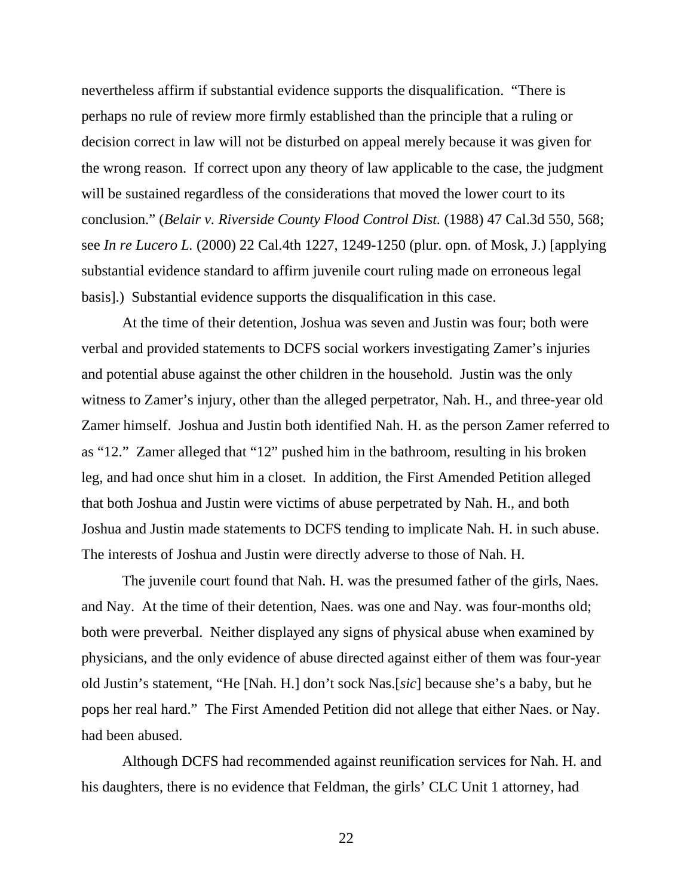nevertheless affirm if substantial evidence supports the disqualification. "There is perhaps no rule of review more firmly established than the principle that a ruling or decision correct in law will not be disturbed on appeal merely because it was given for the wrong reason. If correct upon any theory of law applicable to the case, the judgment will be sustained regardless of the considerations that moved the lower court to its conclusion." (*Belair v. Riverside County Flood Control Dist.* (1988) 47 Cal.3d 550, 568; see *In re Lucero L.* (2000) 22 Cal.4th 1227, 1249-1250 (plur. opn. of Mosk, J.) [applying substantial evidence standard to affirm juvenile court ruling made on erroneous legal basis].) Substantial evidence supports the disqualification in this case.

At the time of their detention, Joshua was seven and Justin was four; both were verbal and provided statements to DCFS social workers investigating Zamer's injuries and potential abuse against the other children in the household. Justin was the only witness to Zamer's injury, other than the alleged perpetrator, Nah. H., and three-year old Zamer himself. Joshua and Justin both identified Nah. H. as the person Zamer referred to as "12." Zamer alleged that "12" pushed him in the bathroom, resulting in his broken leg, and had once shut him in a closet. In addition, the First Amended Petition alleged that both Joshua and Justin were victims of abuse perpetrated by Nah. H., and both Joshua and Justin made statements to DCFS tending to implicate Nah. H. in such abuse. The interests of Joshua and Justin were directly adverse to those of Nah. H.

The juvenile court found that Nah. H. was the presumed father of the girls, Naes. and Nay. At the time of their detention, Naes. was one and Nay. was four-months old; both were preverbal. Neither displayed any signs of physical abuse when examined by physicians, and the only evidence of abuse directed against either of them was four-year old Justin's statement, "He [Nah. H.] don't sock Nas.[*sic*] because she's a baby, but he pops her real hard." The First Amended Petition did not allege that either Naes. or Nay. had been abused.

Although DCFS had recommended against reunification services for Nah. H. and his daughters, there is no evidence that Feldman, the girls' CLC Unit 1 attorney, had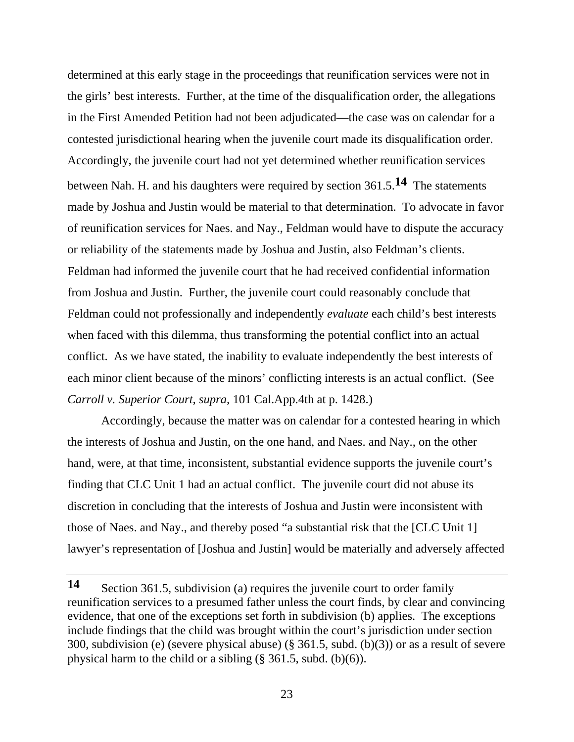determined at this early stage in the proceedings that reunification services were not in the girls' best interests. Further, at the time of the disqualification order, the allegations in the First Amended Petition had not been adjudicated—the case was on calendar for a contested jurisdictional hearing when the juvenile court made its disqualification order. Accordingly, the juvenile court had not yet determined whether reunification services between Nah. H. and his daughters were required by section 361.5.[14] The statements made by Joshua and Justin would be material to that determination. To advocate in favor of reunification services for Naes. and Nay., Feldman would have to dispute the accuracy or reliability of the statements made by Joshua and Justin, also Feldman's clients. Feldman had informed the juvenile court that he had received confidential information from Joshua and Justin. Further, the juvenile court could reasonably conclude that Feldman could not professionally and independently *evaluate* each child's best interests when faced with this dilemma, thus transforming the potential conflict into an actual conflict. As we have stated, the inability to evaluate independently the best interests of each minor client because of the minors' conflicting interests is an actual conflict. (See *Carroll v. Superior Court, supra,* 101 Cal.App.4th at p. 1428.)

Accordingly, because the matter was on calendar for a contested hearing in which the interests of Joshua and Justin, on the one hand, and Naes. and Nay., on the other hand, were, at that time, inconsistent, substantial evidence supports the juvenile court's finding that CLC Unit 1 had an actual conflict. The juvenile court did not abuse its discretion in concluding that the interests of Joshua and Justin were inconsistent with those of Naes. and Nay., and thereby posed "a substantial risk that the [CLC Unit 1] lawyer's representation of [Joshua and Justin] would be materially and adversely affected

---

**14** Section 361.5, subdivision (a) requires the juvenile court to order family reunification services to a presumed father unless the court finds, by clear and convincing evidence, that one of the exceptions set forth in subdivision (b) applies. The exceptions include findings that the child was brought within the court's jurisdiction under section 300, subdivision (e) (severe physical abuse) (§ 361.5, subd. (b)(3)) or as a result of severe physical harm to the child or a sibling (§ 361.5, subd. (b)(6)).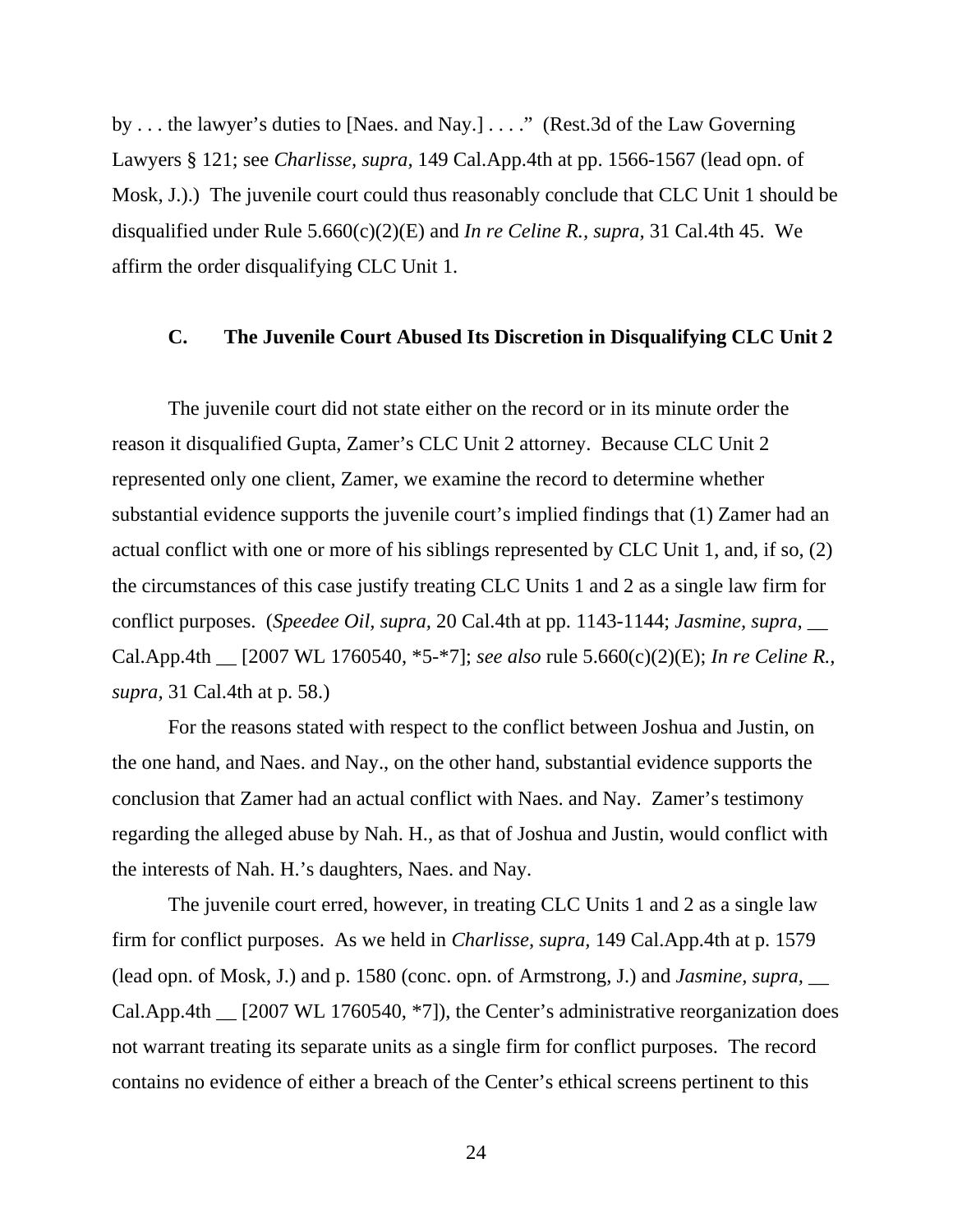by . . . the lawyer's duties to [Naes. and Nay.] . . . ." (Rest.3d of the Law Governing Lawyers § 121; see *Charlisse, supra,* 149 Cal.App.4th at pp. 1566-1567 (lead opn. of Mosk, J.).) The juvenile court could thus reasonably conclude that CLC Unit 1 should be disqualified under Rule 5.660(c)(2)(E) and *In re Celine R., supra,* 31 Cal.4th 45. We affirm the order disqualifying CLC Unit 1.

### C. The Juvenile Court Abused Its Discretion in Disqualifying CLC Unit 2

The juvenile court did not state either on the record or in its minute order the reason it disqualified Gupta, Zamer's CLC Unit 2 attorney. Because CLC Unit 2 represented only one client, Zamer, we examine the record to determine whether substantial evidence supports the juvenile court's implied findings that (1) Zamer had an actual conflict with one or more of his siblings represented by CLC Unit 1, and, if so, (2) the circumstances of this case justify treating CLC Units 1 and 2 as a single law firm for conflict purposes. (*Speedee Oil, supra,* 20 Cal.4th at pp. 1143-1144; *Jasmine, supra,* __ Cal.App.4th __ [2007 WL 1760540, *5-*7]; *see also* rule 5.660(c)(2)(E); *In re Celine R., supra,* 31 Cal.4th at p. 58.)

For the reasons stated with respect to the conflict between Joshua and Justin, on the one hand, and Naes. and Nay., on the other hand, substantial evidence supports the conclusion that Zamer had an actual conflict with Naes. and Nay. Zamer's testimony regarding the alleged abuse by Nah. H., as that of Joshua and Justin, would conflict with the interests of Nah. H.'s daughters, Naes. and Nay.

The juvenile court erred, however, in treating CLC Units 1 and 2 as a single law firm for conflict purposes. As we held in *Charlisse, supra,* 149 Cal.App.4th at p. 1579 (lead opn. of Mosk, J.) and p. 1580 (conc. opn. of Armstrong, J.) and *Jasmine, supra,* __ Cal.App.4th __ [2007 WL 1760540, *7]), the Center's administrative reorganization does not warrant treating its separate units as a single firm for conflict purposes. The record contains no evidence of either a breach of the Center's ethical screens pertinent to this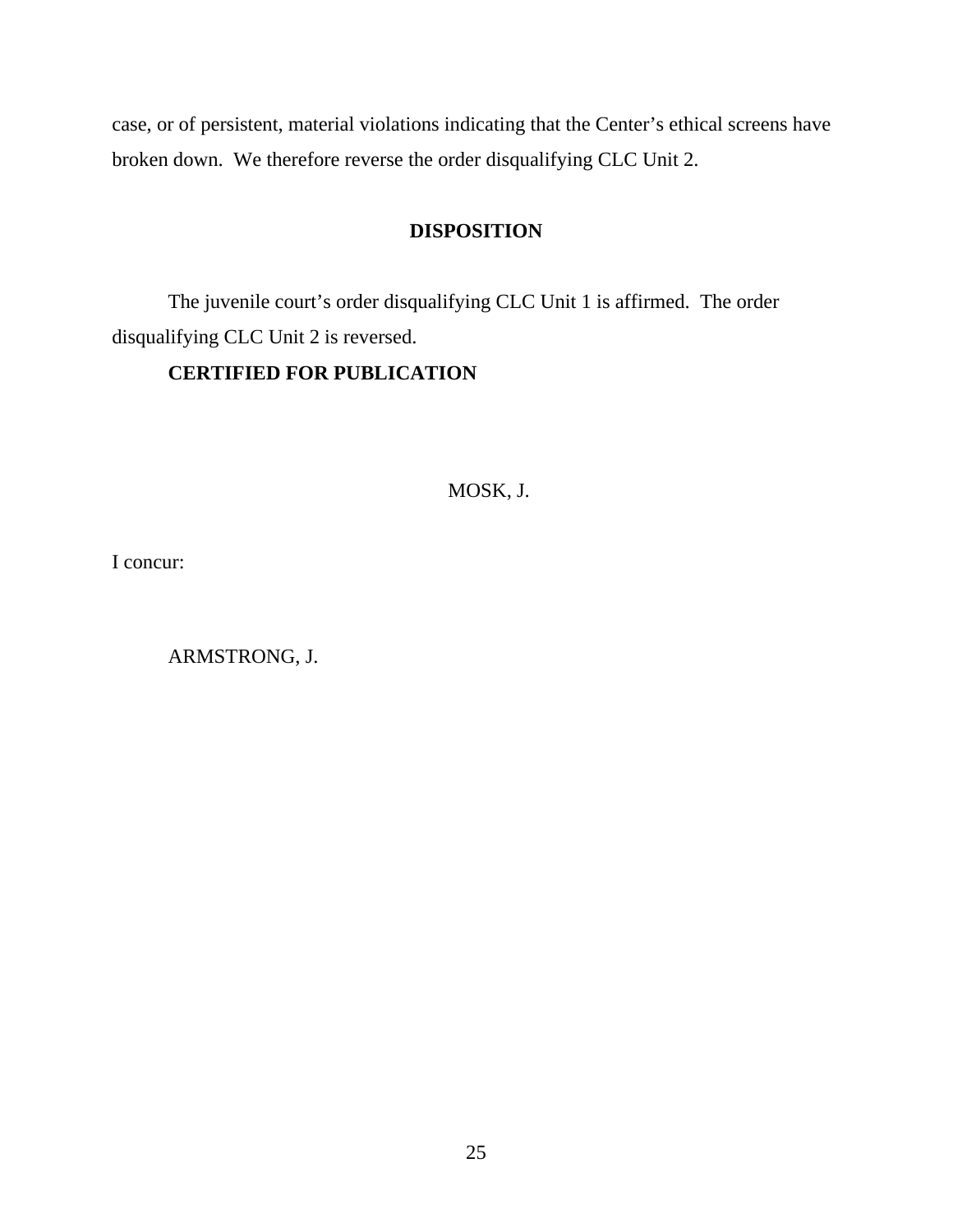case, or of persistent, material violations indicating that the Center's ethical screens have broken down. We therefore reverse the order disqualifying CLC Unit 2.

## DISPOSITION

The juvenile court's order disqualifying CLC Unit 1 is affirmed. The order disqualifying CLC Unit 2 is reversed.

**CERTIFIED FOR PUBLICATION**

MOSK, J.

I concur:

ARMSTRONG, J.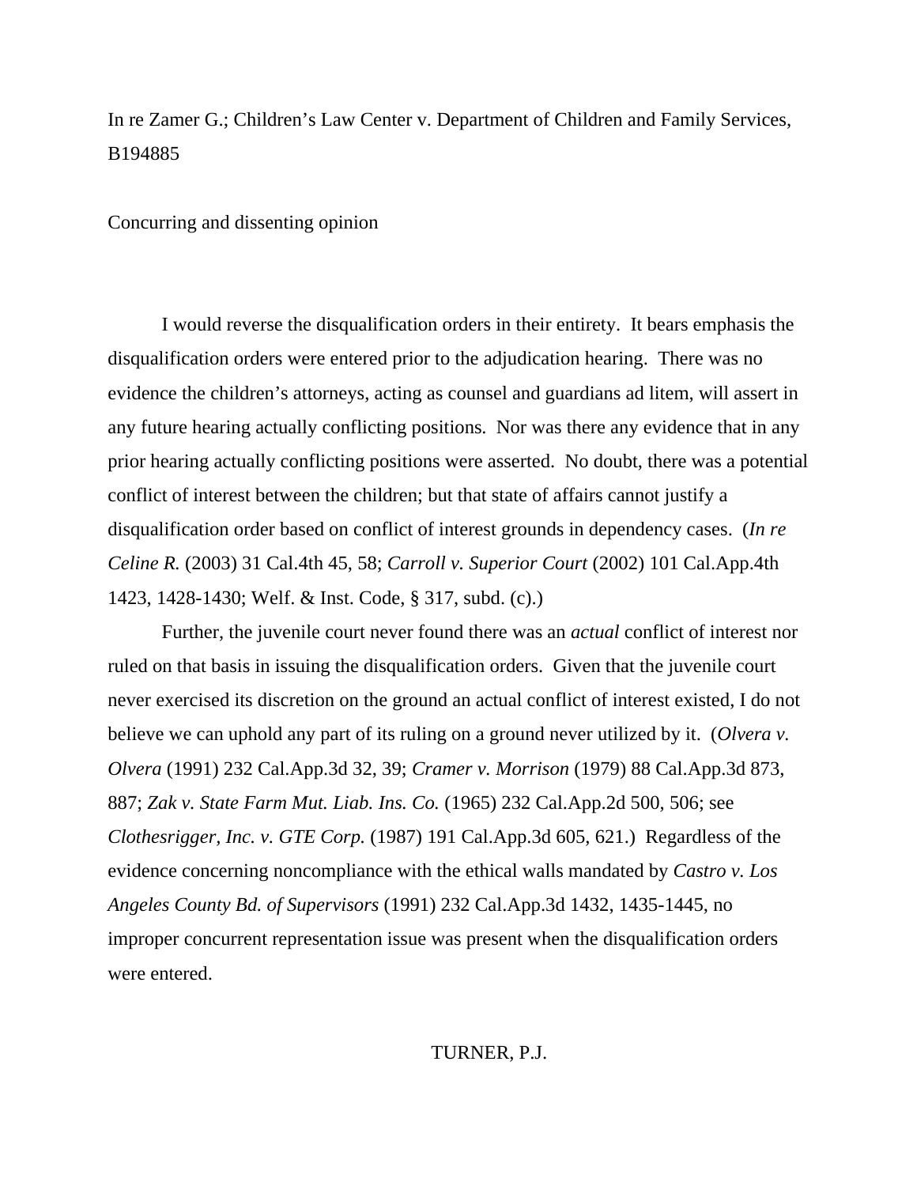In re Zamer G.; Children's Law Center v. Department of Children and Family Services, B194885

Concurring and dissenting opinion

I would reverse the disqualification orders in their entirety. It bears emphasis the disqualification orders were entered prior to the adjudication hearing. There was no evidence the children's attorneys, acting as counsel and guardians ad litem, will assert in any future hearing actually conflicting positions. Nor was there any evidence that in any prior hearing actually conflicting positions were asserted. No doubt, there was a potential conflict of interest between the children; but that state of affairs cannot justify a disqualification order based on conflict of interest grounds in dependency cases. (*In re Celine R.* (2003) 31 Cal.4th 45, 58; *Carroll v. Superior Court* (2002) 101 Cal.App.4th 1423, 1428-1430; Welf. & Inst. Code, § 317, subd. (c).)

Further, the juvenile court never found there was an *actual* conflict of interest nor ruled on that basis in issuing the disqualification orders. Given that the juvenile court never exercised its discretion on the ground an actual conflict of interest existed, I do not believe we can uphold any part of its ruling on a ground never utilized by it. (*Olvera v. Olvera* (1991) 232 Cal.App.3d 32, 39; *Cramer v. Morrison* (1979) 88 Cal.App.3d 873, 887; *Zak v. State Farm Mut. Liab. Ins. Co.* (1965) 232 Cal.App.2d 500, 506; see *Clothesrigger, Inc. v. GTE Corp.* (1987) 191 Cal.App.3d 605, 621.) Regardless of the evidence concerning noncompliance with the ethical walls mandated by *Castro v. Los Angeles County Bd. of Supervisors* (1991) 232 Cal.App.3d 1432, 1435-1445, no improper concurrent representation issue was present when the disqualification orders were entered.

TURNER, P.J.